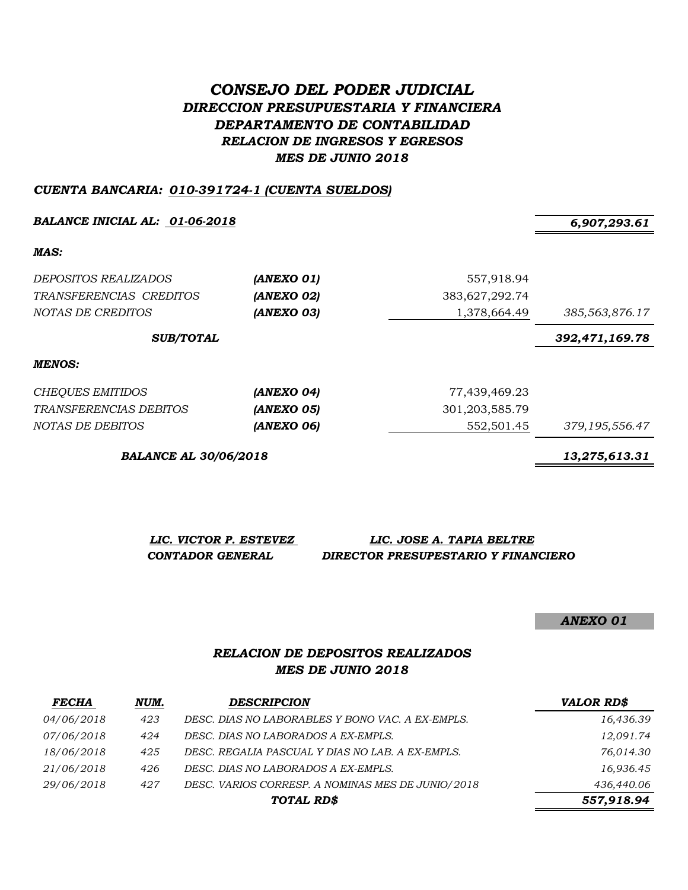# *CONSEJO DEL PODER JUDICIAL*

## *DIRECCION PRESUPUESTARIA Y FINANCIERA*
## *DEPARTAMENTO DE CONTABILIDAD*
## *RELACION DE INGRESOS Y EGRESOS*
## *MES DE JUNIO 2018*

***CUENTA BANCARIA: 010-391724-1 (CUENTA SUELDOS)***

| | | | |
|---|---|---|---|
| ***BALANCE INICIAL AL: 01-06-2018*** | | | ***6,907,293.61*** |
| ***MAS:*** | | | |
| *DEPOSITOS REALIZADOS* | ***(ANEXO 01)*** | 557,918.94 | |
| *TRANSFERENCIAS CREDITOS* | ***(ANEXO 02)*** | 383,627,292.74 | |
| *NOTAS DE CREDITOS* | ***(ANEXO 03)*** | 1,378,664.49 | *385,563,876.17* |
| ***SUB/TOTAL*** | | | ***392,471,169.78*** |
| ***MENOS:*** | | | |
| *CHEQUES EMITIDOS* | ***(ANEXO 04)*** | 77,439,469.23 | |
| *TRANSFERENCIAS DEBITOS* | ***(ANEXO 05)*** | 301,203,585.79 | |
| *NOTAS DE DEBITOS* | ***(ANEXO 06)*** | 552,501.45 | *379,195,556.47* |
| ***BALANCE AL 30/06/2018*** | | | ***13,275,613.31*** |

***LIC. VICTOR P. ESTEVEZ***
***CONTADOR GENERAL***

***LIC. JOSE A. TAPIA BELTRE***
***DIRECTOR PRESUPESTARIO Y FINANCIERO***

***ANEXO 01***

### *RELACION DE DEPOSITOS REALIZADOS*
### *MES DE JUNIO 2018*

| *FECHA* | *NUM.* | *DESCRIPCION* | *VALOR RD$* |
|---|---|---|---|
| *04/06/2018* | *423* | *DESC. DIAS NO LABORABLES Y BONO VAC. A EX-EMPLS.* | *16,436.39* |
| *07/06/2018* | *424* | *DESC. DIAS NO LABORADOS A EX-EMPLS.* | *12,091.74* |
| *18/06/2018* | *425* | *DESC. REGALIA PASCUAL Y DIAS NO LAB. A EX-EMPLS.* | *76,014.30* |
| *21/06/2018* | *426* | *DESC. DIAS NO LABORADOS A EX-EMPLS.* | *16,936.45* |
| *29/06/2018* | *427* | *DESC. VARIOS CORRESP. A NOMINAS MES DE JUNIO/2018* | *436,440.06* |
| | | ***TOTAL RD$*** | ***557,918.94*** |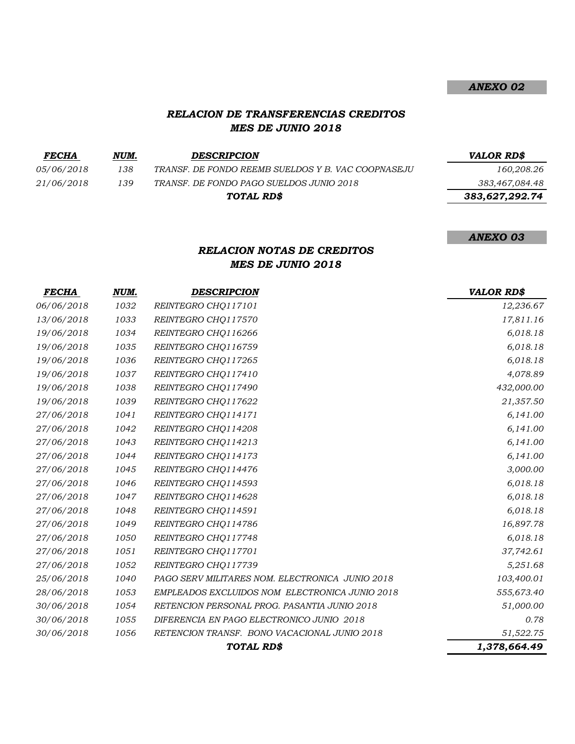***ANEXO 02***

## *RELACION DE TRANSFERENCIAS CREDITOS*
## *MES DE JUNIO 2018*

| *FECHA* | *NUM.* | *DESCRIPCION* | *VALOR RD$* |
|---|---|---|---|
| *05/06/2018* | *138* | *TRANSF. DE FONDO REEMB SUELDOS Y B. VAC COOPNASEJU* | *160,208.26* |
| *21/06/2018* | *139* | *TRANSF. DE FONDO PAGO SUELDOS JUNIO 2018* | *383,467,084.48* |
| | | ***TOTAL RD$*** | ***383,627,292.74*** |

***ANEXO 03***

## *RELACION NOTAS DE CREDITOS*
## *MES DE JUNIO 2018*

| *FECHA* | *NUM.* | *DESCRIPCION* | *VALOR RD$* |
|---|---|---|---|
| *06/06/2018* | *1032* | *REINTEGRO CHQ117101* | *12,236.67* |
| *13/06/2018* | *1033* | *REINTEGRO CHQ117570* | *17,811.16* |
| *19/06/2018* | *1034* | *REINTEGRO CHQ116266* | *6,018.18* |
| *19/06/2018* | *1035* | *REINTEGRO CHQ116759* | *6,018.18* |
| *19/06/2018* | *1036* | *REINTEGRO CHQ117265* | *6,018.18* |
| *19/06/2018* | *1037* | *REINTEGRO CHQ117410* | *4,078.89* |
| *19/06/2018* | *1038* | *REINTEGRO CHQ117490* | *432,000.00* |
| *19/06/2018* | *1039* | *REINTEGRO CHQ117622* | *21,357.50* |
| *27/06/2018* | *1041* | *REINTEGRO CHQ114171* | *6,141.00* |
| *27/06/2018* | *1042* | *REINTEGRO CHQ114208* | *6,141.00* |
| *27/06/2018* | *1043* | *REINTEGRO CHQ114213* | *6,141.00* |
| *27/06/2018* | *1044* | *REINTEGRO CHQ114173* | *6,141.00* |
| *27/06/2018* | *1045* | *REINTEGRO CHQ114476* | *3,000.00* |
| *27/06/2018* | *1046* | *REINTEGRO CHQ114593* | *6,018.18* |
| *27/06/2018* | *1047* | *REINTEGRO CHQ114628* | *6,018.18* |
| *27/06/2018* | *1048* | *REINTEGRO CHQ114591* | *6,018.18* |
| *27/06/2018* | *1049* | *REINTEGRO CHQ114786* | *16,897.78* |
| *27/06/2018* | *1050* | *REINTEGRO CHQ117748* | *6,018.18* |
| *27/06/2018* | *1051* | *REINTEGRO CHQ117701* | *37,742.61* |
| *27/06/2018* | *1052* | *REINTEGRO CHQ117739* | *5,251.68* |
| *25/06/2018* | *1040* | *PAGO SERV MILITARES NOM. ELECTRONICA JUNIO 2018* | *103,400.01* |
| *28/06/2018* | *1053* | *EMPLEADOS EXCLUIDOS NOM ELECTRONICA JUNIO 2018* | *555,673.40* |
| *30/06/2018* | *1054* | *RETENCION PERSONAL PROG. PASANTIA JUNIO 2018* | *51,000.00* |
| *30/06/2018* | *1055* | *DIFERENCIA EN PAGO ELECTRONICO JUNIO 2018* | *0.78* |
| *30/06/2018* | *1056* | *RETENCION TRANSF. BONO VACACIONAL JUNIO 2018* | *51,522.75* |
| | | ***TOTAL RD$*** | ***1,378,664.49*** |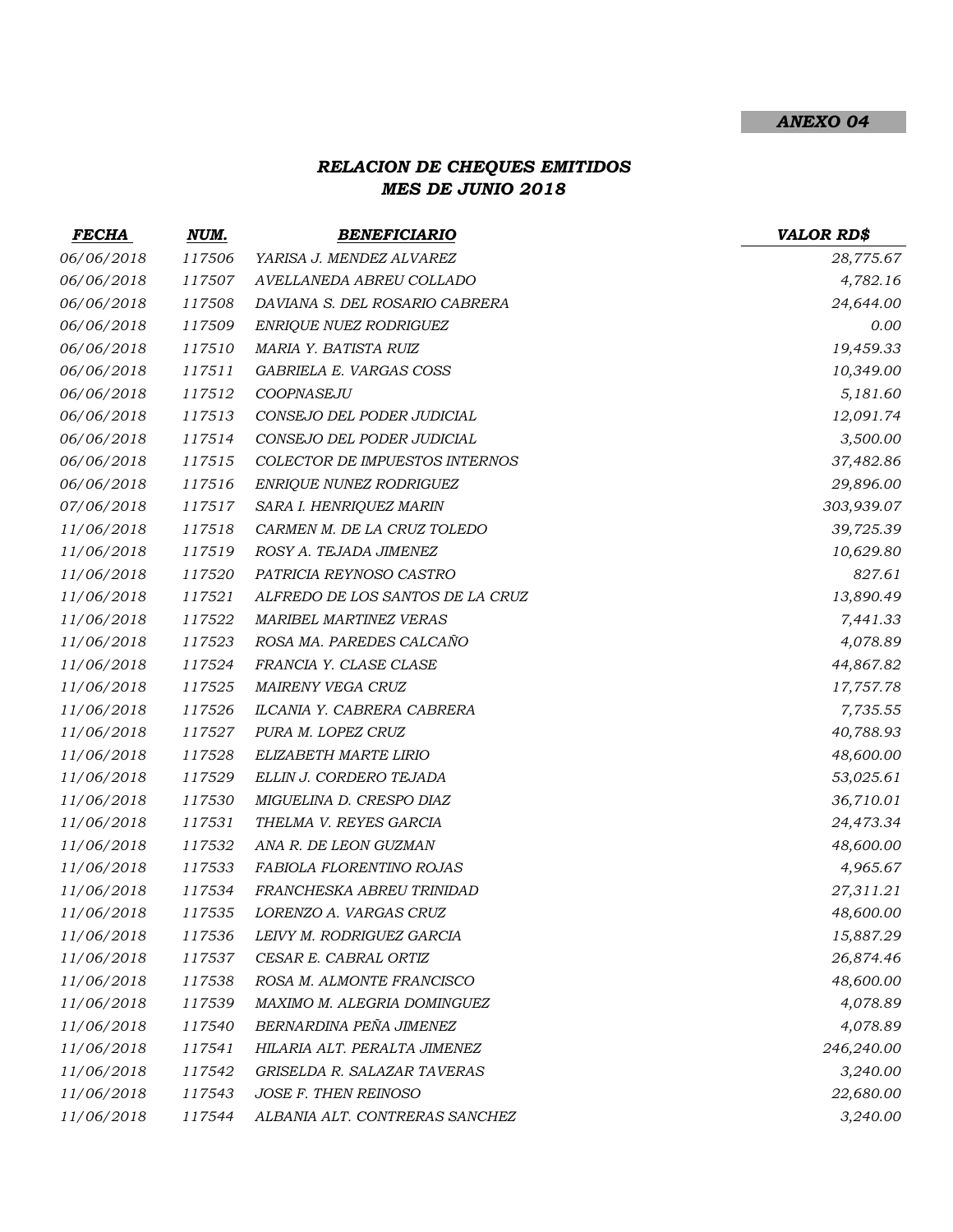***ANEXO 04***

## *RELACION DE CHEQUES EMITIDOS*
## *MES DE JUNIO 2018*

| *FECHA* | *NUM.* | *BENEFICIARIO* | *VALOR RD$* |
|---|---|---|---|
| 06/06/2018 | 117506 | YARISA J. MENDEZ ALVAREZ | 28,775.67 |
| 06/06/2018 | 117507 | AVELLANEDA ABREU COLLADO | 4,782.16 |
| 06/06/2018 | 117508 | DAVIANA S. DEL ROSARIO CABRERA | 24,644.00 |
| 06/06/2018 | 117509 | ENRIQUE NUEZ RODRIGUEZ | 0.00 |
| 06/06/2018 | 117510 | MARIA Y. BATISTA RUIZ | 19,459.33 |
| 06/06/2018 | 117511 | GABRIELA E. VARGAS COSS | 10,349.00 |
| 06/06/2018 | 117512 | COOPNASEJU | 5,181.60 |
| 06/06/2018 | 117513 | CONSEJO DEL PODER JUDICIAL | 12,091.74 |
| 06/06/2018 | 117514 | CONSEJO DEL PODER JUDICIAL | 3,500.00 |
| 06/06/2018 | 117515 | COLECTOR DE IMPUESTOS INTERNOS | 37,482.86 |
| 06/06/2018 | 117516 | ENRIQUE NUNEZ RODRIGUEZ | 29,896.00 |
| 07/06/2018 | 117517 | SARA I. HENRIQUEZ MARIN | 303,939.07 |
| 11/06/2018 | 117518 | CARMEN M. DE LA CRUZ TOLEDO | 39,725.39 |
| 11/06/2018 | 117519 | ROSY A. TEJADA JIMENEZ | 10,629.80 |
| 11/06/2018 | 117520 | PATRICIA REYNOSO CASTRO | 827.61 |
| 11/06/2018 | 117521 | ALFREDO DE LOS SANTOS DE LA CRUZ | 13,890.49 |
| 11/06/2018 | 117522 | MARIBEL MARTINEZ VERAS | 7,441.33 |
| 11/06/2018 | 117523 | ROSA MA. PAREDES CALCAÑO | 4,078.89 |
| 11/06/2018 | 117524 | FRANCIA Y. CLASE CLASE | 44,867.82 |
| 11/06/2018 | 117525 | MAIRENY VEGA CRUZ | 17,757.78 |
| 11/06/2018 | 117526 | ILCANIA Y. CABRERA CABRERA | 7,735.55 |
| 11/06/2018 | 117527 | PURA M. LOPEZ CRUZ | 40,788.93 |
| 11/06/2018 | 117528 | ELIZABETH MARTE LIRIO | 48,600.00 |
| 11/06/2018 | 117529 | ELLIN J. CORDERO TEJADA | 53,025.61 |
| 11/06/2018 | 117530 | MIGUELINA D. CRESPO DIAZ | 36,710.01 |
| 11/06/2018 | 117531 | THELMA V. REYES GARCIA | 24,473.34 |
| 11/06/2018 | 117532 | ANA R. DE LEON GUZMAN | 48,600.00 |
| 11/06/2018 | 117533 | FABIOLA FLORENTINO ROJAS | 4,965.67 |
| 11/06/2018 | 117534 | FRANCHESKA ABREU TRINIDAD | 27,311.21 |
| 11/06/2018 | 117535 | LORENZO A. VARGAS CRUZ | 48,600.00 |
| 11/06/2018 | 117536 | LEIVY M. RODRIGUEZ GARCIA | 15,887.29 |
| 11/06/2018 | 117537 | CESAR E. CABRAL ORTIZ | 26,874.46 |
| 11/06/2018 | 117538 | ROSA M. ALMONTE FRANCISCO | 48,600.00 |
| 11/06/2018 | 117539 | MAXIMO M. ALEGRIA DOMINGUEZ | 4,078.89 |
| 11/06/2018 | 117540 | BERNARDINA PEÑA JIMENEZ | 4,078.89 |
| 11/06/2018 | 117541 | HILARIA ALT. PERALTA JIMENEZ | 246,240.00 |
| 11/06/2018 | 117542 | GRISELDA R. SALAZAR TAVERAS | 3,240.00 |
| 11/06/2018 | 117543 | JOSE F. THEN REINOSO | 22,680.00 |
| 11/06/2018 | 117544 | ALBANIA ALT. CONTRERAS SANCHEZ | 3,240.00 |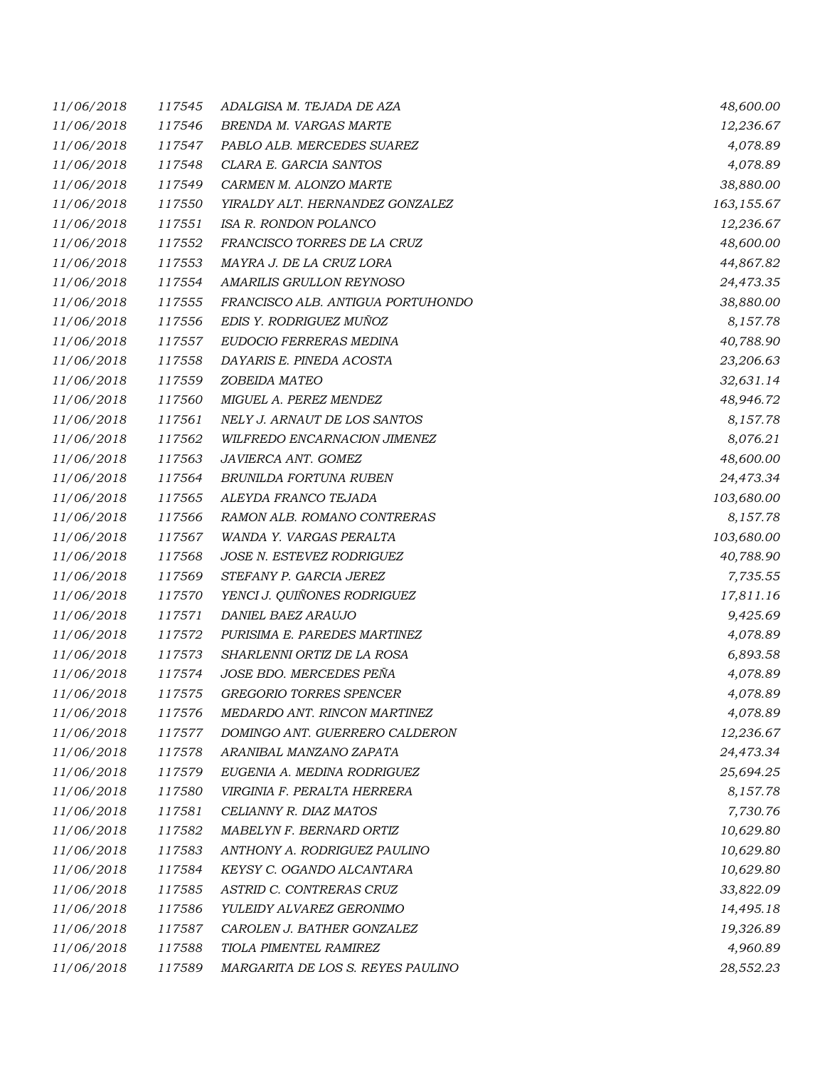| | | | |
|---|---|---|---|
| 11/06/2018 | 117545 | ADALGISA M. TEJADA DE AZA | 48,600.00 |
| 11/06/2018 | 117546 | BRENDA M. VARGAS MARTE | 12,236.67 |
| 11/06/2018 | 117547 | PABLO ALB. MERCEDES SUAREZ | 4,078.89 |
| 11/06/2018 | 117548 | CLARA E. GARCIA SANTOS | 4,078.89 |
| 11/06/2018 | 117549 | CARMEN M. ALONZO MARTE | 38,880.00 |
| 11/06/2018 | 117550 | YIRALDY ALT. HERNANDEZ GONZALEZ | 163,155.67 |
| 11/06/2018 | 117551 | ISA R. RONDON POLANCO | 12,236.67 |
| 11/06/2018 | 117552 | FRANCISCO TORRES DE LA CRUZ | 48,600.00 |
| 11/06/2018 | 117553 | MAYRA J. DE LA CRUZ LORA | 44,867.82 |
| 11/06/2018 | 117554 | AMARILIS GRULLON REYNOSO | 24,473.35 |
| 11/06/2018 | 117555 | FRANCISCO ALB. ANTIGUA PORTUHONDO | 38,880.00 |
| 11/06/2018 | 117556 | EDIS Y. RODRIGUEZ MUÑOZ | 8,157.78 |
| 11/06/2018 | 117557 | EUDOCIO FERRERAS MEDINA | 40,788.90 |
| 11/06/2018 | 117558 | DAYARIS E. PINEDA ACOSTA | 23,206.63 |
| 11/06/2018 | 117559 | ZOBEIDA MATEO | 32,631.14 |
| 11/06/2018 | 117560 | MIGUEL A. PEREZ MENDEZ | 48,946.72 |
| 11/06/2018 | 117561 | NELY J. ARNAUT DE LOS SANTOS | 8,157.78 |
| 11/06/2018 | 117562 | WILFREDO ENCARNACION JIMENEZ | 8,076.21 |
| 11/06/2018 | 117563 | JAVIERCA ANT. GOMEZ | 48,600.00 |
| 11/06/2018 | 117564 | BRUNILDA FORTUNA RUBEN | 24,473.34 |
| 11/06/2018 | 117565 | ALEYDA FRANCO TEJADA | 103,680.00 |
| 11/06/2018 | 117566 | RAMON ALB. ROMANO CONTRERAS | 8,157.78 |
| 11/06/2018 | 117567 | WANDA Y. VARGAS PERALTA | 103,680.00 |
| 11/06/2018 | 117568 | JOSE N. ESTEVEZ RODRIGUEZ | 40,788.90 |
| 11/06/2018 | 117569 | STEFANY P. GARCIA JEREZ | 7,735.55 |
| 11/06/2018 | 117570 | YENCI J. QUIÑONES RODRIGUEZ | 17,811.16 |
| 11/06/2018 | 117571 | DANIEL BAEZ ARAUJO | 9,425.69 |
| 11/06/2018 | 117572 | PURISIMA E. PAREDES MARTINEZ | 4,078.89 |
| 11/06/2018 | 117573 | SHARLENNI ORTIZ DE LA ROSA | 6,893.58 |
| 11/06/2018 | 117574 | JOSE BDO. MERCEDES PEÑA | 4,078.89 |
| 11/06/2018 | 117575 | GREGORIO TORRES SPENCER | 4,078.89 |
| 11/06/2018 | 117576 | MEDARDO ANT. RINCON MARTINEZ | 4,078.89 |
| 11/06/2018 | 117577 | DOMINGO ANT. GUERRERO CALDERON | 12,236.67 |
| 11/06/2018 | 117578 | ARANIBAL MANZANO ZAPATA | 24,473.34 |
| 11/06/2018 | 117579 | EUGENIA A. MEDINA RODRIGUEZ | 25,694.25 |
| 11/06/2018 | 117580 | VIRGINIA F. PERALTA HERRERA | 8,157.78 |
| 11/06/2018 | 117581 | CELIANNY R. DIAZ MATOS | 7,730.76 |
| 11/06/2018 | 117582 | MABELYN F. BERNARD ORTIZ | 10,629.80 |
| 11/06/2018 | 117583 | ANTHONY A. RODRIGUEZ PAULINO | 10,629.80 |
| 11/06/2018 | 117584 | KEYSY C. OGANDO ALCANTARA | 10,629.80 |
| 11/06/2018 | 117585 | ASTRID C. CONTRERAS CRUZ | 33,822.09 |
| 11/06/2018 | 117586 | YULEIDY ALVAREZ GERONIMO | 14,495.18 |
| 11/06/2018 | 117587 | CAROLEN J. BATHER GONZALEZ | 19,326.89 |
| 11/06/2018 | 117588 | TIOLA PIMENTEL RAMIREZ | 4,960.89 |
| 11/06/2018 | 117589 | MARGARITA DE LOS S. REYES PAULINO | 28,552.23 |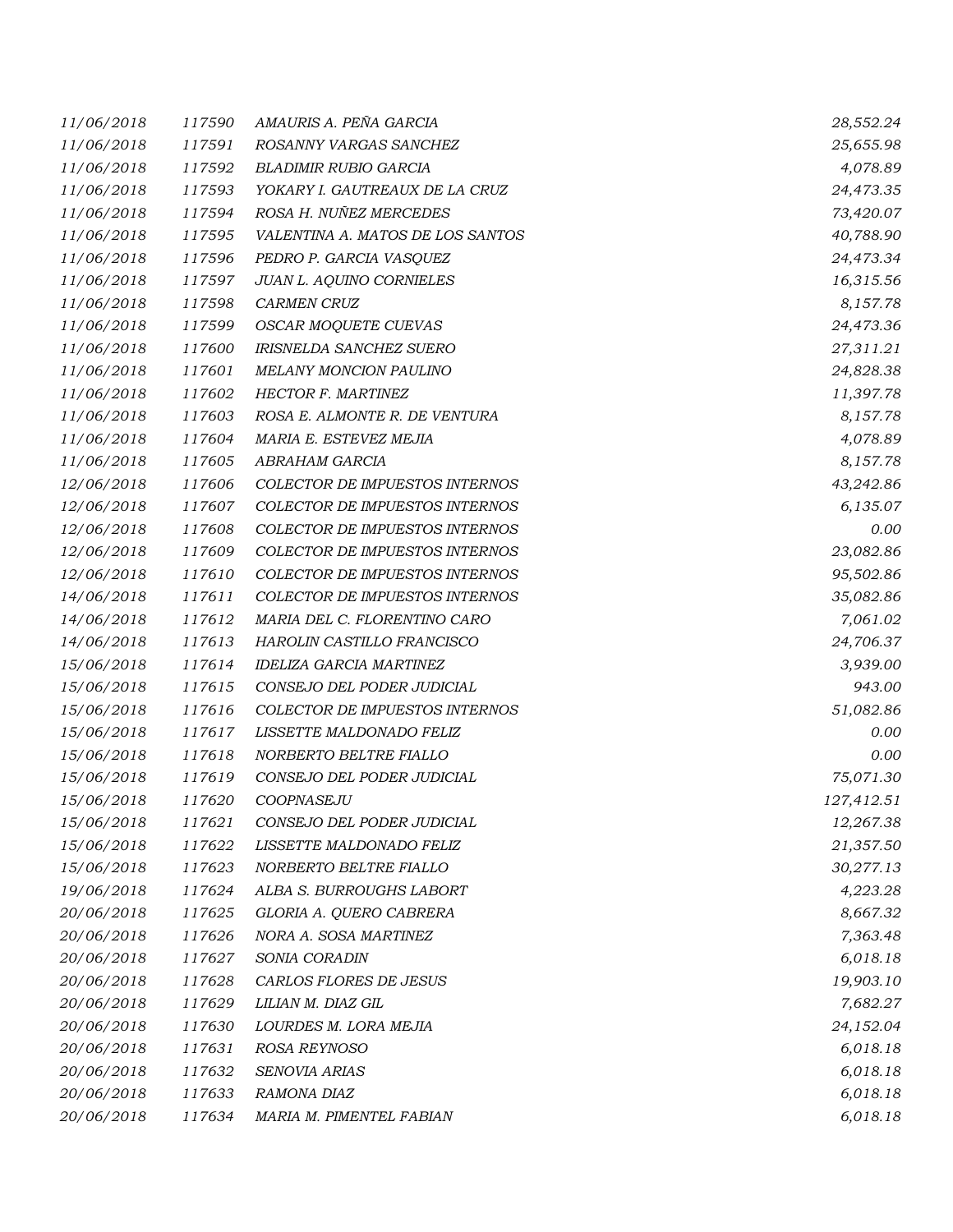| | | | |
|---|---|---|---|
| 11/06/2018 | 117590 | AMAURIS A. PEÑA GARCIA | 28,552.24 |
| 11/06/2018 | 117591 | ROSANNY VARGAS SANCHEZ | 25,655.98 |
| 11/06/2018 | 117592 | BLADIMIR RUBIO GARCIA | 4,078.89 |
| 11/06/2018 | 117593 | YOKARY I. GAUTREAUX DE LA CRUZ | 24,473.35 |
| 11/06/2018 | 117594 | ROSA H. NUÑEZ MERCEDES | 73,420.07 |
| 11/06/2018 | 117595 | VALENTINA A. MATOS DE LOS SANTOS | 40,788.90 |
| 11/06/2018 | 117596 | PEDRO P. GARCIA VASQUEZ | 24,473.34 |
| 11/06/2018 | 117597 | JUAN L. AQUINO CORNIELES | 16,315.56 |
| 11/06/2018 | 117598 | CARMEN CRUZ | 8,157.78 |
| 11/06/2018 | 117599 | OSCAR MOQUETE CUEVAS | 24,473.36 |
| 11/06/2018 | 117600 | IRISNELDA SANCHEZ SUERO | 27,311.21 |
| 11/06/2018 | 117601 | MELANY MONCION PAULINO | 24,828.38 |
| 11/06/2018 | 117602 | HECTOR F. MARTINEZ | 11,397.78 |
| 11/06/2018 | 117603 | ROSA E. ALMONTE R. DE VENTURA | 8,157.78 |
| 11/06/2018 | 117604 | MARIA E. ESTEVEZ MEJIA | 4,078.89 |
| 11/06/2018 | 117605 | ABRAHAM GARCIA | 8,157.78 |
| 12/06/2018 | 117606 | COLECTOR DE IMPUESTOS INTERNOS | 43,242.86 |
| 12/06/2018 | 117607 | COLECTOR DE IMPUESTOS INTERNOS | 6,135.07 |
| 12/06/2018 | 117608 | COLECTOR DE IMPUESTOS INTERNOS | 0.00 |
| 12/06/2018 | 117609 | COLECTOR DE IMPUESTOS INTERNOS | 23,082.86 |
| 12/06/2018 | 117610 | COLECTOR DE IMPUESTOS INTERNOS | 95,502.86 |
| 14/06/2018 | 117611 | COLECTOR DE IMPUESTOS INTERNOS | 35,082.86 |
| 14/06/2018 | 117612 | MARIA DEL C. FLORENTINO CARO | 7,061.02 |
| 14/06/2018 | 117613 | HAROLIN CASTILLO FRANCISCO | 24,706.37 |
| 15/06/2018 | 117614 | IDELIZA GARCIA MARTINEZ | 3,939.00 |
| 15/06/2018 | 117615 | CONSEJO DEL PODER JUDICIAL | 943.00 |
| 15/06/2018 | 117616 | COLECTOR DE IMPUESTOS INTERNOS | 51,082.86 |
| 15/06/2018 | 117617 | LISSETTE MALDONADO FELIZ | 0.00 |
| 15/06/2018 | 117618 | NORBERTO BELTRE FIALLO | 0.00 |
| 15/06/2018 | 117619 | CONSEJO DEL PODER JUDICIAL | 75,071.30 |
| 15/06/2018 | 117620 | COOPNASEJU | 127,412.51 |
| 15/06/2018 | 117621 | CONSEJO DEL PODER JUDICIAL | 12,267.38 |
| 15/06/2018 | 117622 | LISSETTE MALDONADO FELIZ | 21,357.50 |
| 15/06/2018 | 117623 | NORBERTO BELTRE FIALLO | 30,277.13 |
| 19/06/2018 | 117624 | ALBA S. BURROUGHS LABORT | 4,223.28 |
| 20/06/2018 | 117625 | GLORIA A. QUERO CABRERA | 8,667.32 |
| 20/06/2018 | 117626 | NORA A. SOSA MARTINEZ | 7,363.48 |
| 20/06/2018 | 117627 | SONIA CORADIN | 6,018.18 |
| 20/06/2018 | 117628 | CARLOS FLORES DE JESUS | 19,903.10 |
| 20/06/2018 | 117629 | LILIAN M. DIAZ GIL | 7,682.27 |
| 20/06/2018 | 117630 | LOURDES M. LORA MEJIA | 24,152.04 |
| 20/06/2018 | 117631 | ROSA REYNOSO | 6,018.18 |
| 20/06/2018 | 117632 | SENOVIA ARIAS | 6,018.18 |
| 20/06/2018 | 117633 | RAMONA DIAZ | 6,018.18 |
| 20/06/2018 | 117634 | MARIA M. PIMENTEL FABIAN | 6,018.18 |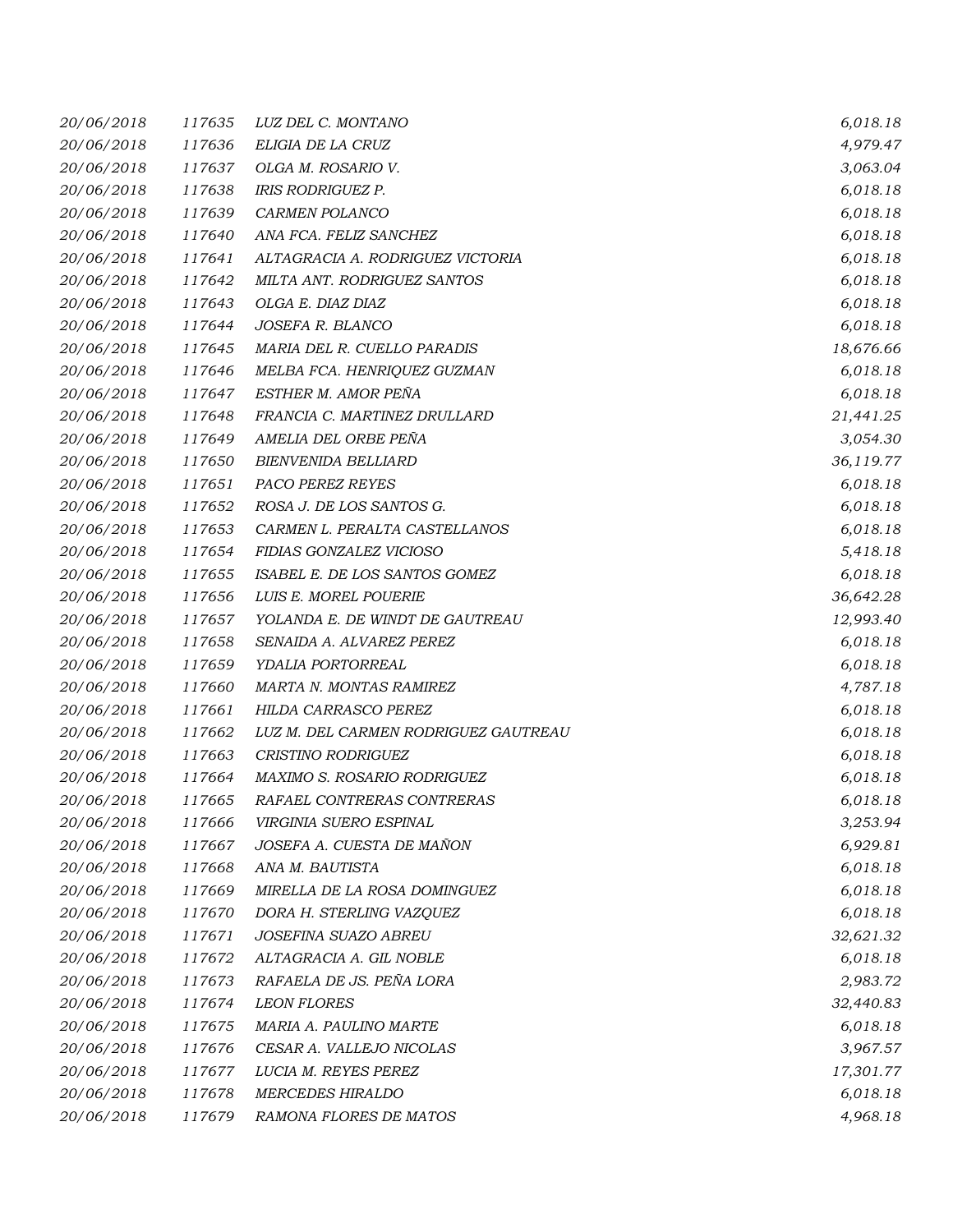| | | | |
|---|---|---|---|
| 20/06/2018 | 117635 | LUZ DEL C. MONTANO | 6,018.18 |
| 20/06/2018 | 117636 | ELIGIA DE LA CRUZ | 4,979.47 |
| 20/06/2018 | 117637 | OLGA M. ROSARIO V. | 3,063.04 |
| 20/06/2018 | 117638 | IRIS RODRIGUEZ P. | 6,018.18 |
| 20/06/2018 | 117639 | CARMEN POLANCO | 6,018.18 |
| 20/06/2018 | 117640 | ANA FCA. FELIZ SANCHEZ | 6,018.18 |
| 20/06/2018 | 117641 | ALTAGRACIA A. RODRIGUEZ VICTORIA | 6,018.18 |
| 20/06/2018 | 117642 | MILTA ANT. RODRIGUEZ SANTOS | 6,018.18 |
| 20/06/2018 | 117643 | OLGA E. DIAZ DIAZ | 6,018.18 |
| 20/06/2018 | 117644 | JOSEFA R. BLANCO | 6,018.18 |
| 20/06/2018 | 117645 | MARIA DEL R. CUELLO PARADIS | 18,676.66 |
| 20/06/2018 | 117646 | MELBA FCA. HENRIQUEZ GUZMAN | 6,018.18 |
| 20/06/2018 | 117647 | ESTHER M. AMOR PEÑA | 6,018.18 |
| 20/06/2018 | 117648 | FRANCIA C. MARTINEZ DRULLARD | 21,441.25 |
| 20/06/2018 | 117649 | AMELIA DEL ORBE PEÑA | 3,054.30 |
| 20/06/2018 | 117650 | BIENVENIDA BELLIARD | 36,119.77 |
| 20/06/2018 | 117651 | PACO PEREZ REYES | 6,018.18 |
| 20/06/2018 | 117652 | ROSA J. DE LOS SANTOS G. | 6,018.18 |
| 20/06/2018 | 117653 | CARMEN L. PERALTA CASTELLANOS | 6,018.18 |
| 20/06/2018 | 117654 | FIDIAS GONZALEZ VICIOSO | 5,418.18 |
| 20/06/2018 | 117655 | ISABEL E. DE LOS SANTOS GOMEZ | 6,018.18 |
| 20/06/2018 | 117656 | LUIS E. MOREL POUERIE | 36,642.28 |
| 20/06/2018 | 117657 | YOLANDA E. DE WINDT DE GAUTREAU | 12,993.40 |
| 20/06/2018 | 117658 | SENAIDA A. ALVAREZ PEREZ | 6,018.18 |
| 20/06/2018 | 117659 | YDALIA PORTORREAL | 6,018.18 |
| 20/06/2018 | 117660 | MARTA N. MONTAS RAMIREZ | 4,787.18 |
| 20/06/2018 | 117661 | HILDA CARRASCO PEREZ | 6,018.18 |
| 20/06/2018 | 117662 | LUZ M. DEL CARMEN RODRIGUEZ GAUTREAU | 6,018.18 |
| 20/06/2018 | 117663 | CRISTINO RODRIGUEZ | 6,018.18 |
| 20/06/2018 | 117664 | MAXIMO S. ROSARIO RODRIGUEZ | 6,018.18 |
| 20/06/2018 | 117665 | RAFAEL CONTRERAS CONTRERAS | 6,018.18 |
| 20/06/2018 | 117666 | VIRGINIA SUERO ESPINAL | 3,253.94 |
| 20/06/2018 | 117667 | JOSEFA A. CUESTA DE MAÑON | 6,929.81 |
| 20/06/2018 | 117668 | ANA M. BAUTISTA | 6,018.18 |
| 20/06/2018 | 117669 | MIRELLA DE LA ROSA DOMINGUEZ | 6,018.18 |
| 20/06/2018 | 117670 | DORA H. STERLING VAZQUEZ | 6,018.18 |
| 20/06/2018 | 117671 | JOSEFINA SUAZO ABREU | 32,621.32 |
| 20/06/2018 | 117672 | ALTAGRACIA A. GIL NOBLE | 6,018.18 |
| 20/06/2018 | 117673 | RAFAELA DE JS. PEÑA LORA | 2,983.72 |
| 20/06/2018 | 117674 | LEON FLORES | 32,440.83 |
| 20/06/2018 | 117675 | MARIA A. PAULINO MARTE | 6,018.18 |
| 20/06/2018 | 117676 | CESAR A. VALLEJO NICOLAS | 3,967.57 |
| 20/06/2018 | 117677 | LUCIA M. REYES PEREZ | 17,301.77 |
| 20/06/2018 | 117678 | MERCEDES HIRALDO | 6,018.18 |
| 20/06/2018 | 117679 | RAMONA FLORES DE MATOS | 4,968.18 |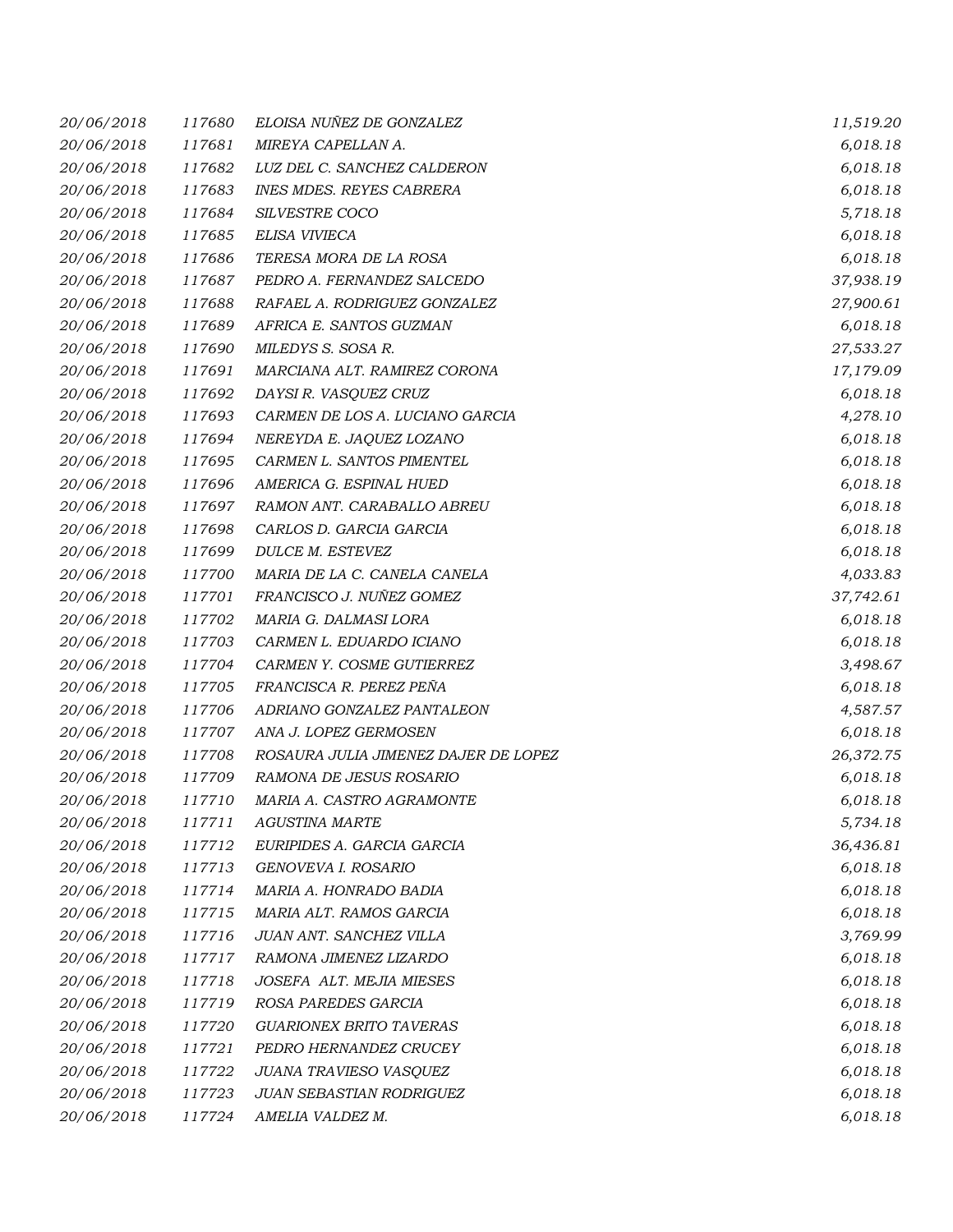| | | | |
|---|---|---|---|
| *20/06/2018* | *117680* | *ELOISA NUÑEZ DE GONZALEZ* | *11,519.20* |
| *20/06/2018* | *117681* | *MIREYA CAPELLAN A.* | *6,018.18* |
| *20/06/2018* | *117682* | *LUZ DEL C. SANCHEZ CALDERON* | *6,018.18* |
| *20/06/2018* | *117683* | *INES MDES. REYES CABRERA* | *6,018.18* |
| *20/06/2018* | *117684* | *SILVESTRE COCO* | *5,718.18* |
| *20/06/2018* | *117685* | *ELISA VIVIECA* | *6,018.18* |
| *20/06/2018* | *117686* | *TERESA MORA DE LA ROSA* | *6,018.18* |
| *20/06/2018* | *117687* | *PEDRO A. FERNANDEZ SALCEDO* | *37,938.19* |
| *20/06/2018* | *117688* | *RAFAEL A. RODRIGUEZ GONZALEZ* | *27,900.61* |
| *20/06/2018* | *117689* | *AFRICA E. SANTOS GUZMAN* | *6,018.18* |
| *20/06/2018* | *117690* | *MILEDYS S. SOSA R.* | *27,533.27* |
| *20/06/2018* | *117691* | *MARCIANA ALT. RAMIREZ CORONA* | *17,179.09* |
| *20/06/2018* | *117692* | *DAYSI R. VASQUEZ CRUZ* | *6,018.18* |
| *20/06/2018* | *117693* | *CARMEN DE LOS A. LUCIANO GARCIA* | *4,278.10* |
| *20/06/2018* | *117694* | *NEREYDA E. JAQUEZ LOZANO* | *6,018.18* |
| *20/06/2018* | *117695* | *CARMEN L. SANTOS PIMENTEL* | *6,018.18* |
| *20/06/2018* | *117696* | *AMERICA G. ESPINAL HUED* | *6,018.18* |
| *20/06/2018* | *117697* | *RAMON ANT. CARABALLO ABREU* | *6,018.18* |
| *20/06/2018* | *117698* | *CARLOS D. GARCIA GARCIA* | *6,018.18* |
| *20/06/2018* | *117699* | *DULCE M. ESTEVEZ* | *6,018.18* |
| *20/06/2018* | *117700* | *MARIA DE LA C. CANELA CANELA* | *4,033.83* |
| *20/06/2018* | *117701* | *FRANCISCO J. NUÑEZ GOMEZ* | *37,742.61* |
| *20/06/2018* | *117702* | *MARIA G. DALMASI LORA* | *6,018.18* |
| *20/06/2018* | *117703* | *CARMEN L. EDUARDO ICIANO* | *6,018.18* |
| *20/06/2018* | *117704* | *CARMEN Y. COSME GUTIERREZ* | *3,498.67* |
| *20/06/2018* | *117705* | *FRANCISCA R. PEREZ PEÑA* | *6,018.18* |
| *20/06/2018* | *117706* | *ADRIANO GONZALEZ PANTALEON* | *4,587.57* |
| *20/06/2018* | *117707* | *ANA J. LOPEZ GERMOSEN* | *6,018.18* |
| *20/06/2018* | *117708* | *ROSAURA JULIA JIMENEZ DAJER DE LOPEZ* | *26,372.75* |
| *20/06/2018* | *117709* | *RAMONA DE JESUS ROSARIO* | *6,018.18* |
| *20/06/2018* | *117710* | *MARIA A. CASTRO AGRAMONTE* | *6,018.18* |
| *20/06/2018* | *117711* | *AGUSTINA MARTE* | *5,734.18* |
| *20/06/2018* | *117712* | *EURIPIDES A. GARCIA GARCIA* | *36,436.81* |
| *20/06/2018* | *117713* | *GENOVEVA I. ROSARIO* | *6,018.18* |
| *20/06/2018* | *117714* | *MARIA A. HONRADO BADIA* | *6,018.18* |
| *20/06/2018* | *117715* | *MARIA ALT. RAMOS GARCIA* | *6,018.18* |
| *20/06/2018* | *117716* | *JUAN ANT. SANCHEZ VILLA* | *3,769.99* |
| *20/06/2018* | *117717* | *RAMONA JIMENEZ LIZARDO* | *6,018.18* |
| *20/06/2018* | *117718* | *JOSEFA ALT. MEJIA MIESES* | *6,018.18* |
| *20/06/2018* | *117719* | *ROSA PAREDES GARCIA* | *6,018.18* |
| *20/06/2018* | *117720* | *GUARIONEX BRITO TAVERAS* | *6,018.18* |
| *20/06/2018* | *117721* | *PEDRO HERNANDEZ CRUCEY* | *6,018.18* |
| *20/06/2018* | *117722* | *JUANA TRAVIESO VASQUEZ* | *6,018.18* |
| *20/06/2018* | *117723* | *JUAN SEBASTIAN RODRIGUEZ* | *6,018.18* |
| *20/06/2018* | *117724* | *AMELIA VALDEZ M.* | *6,018.18* |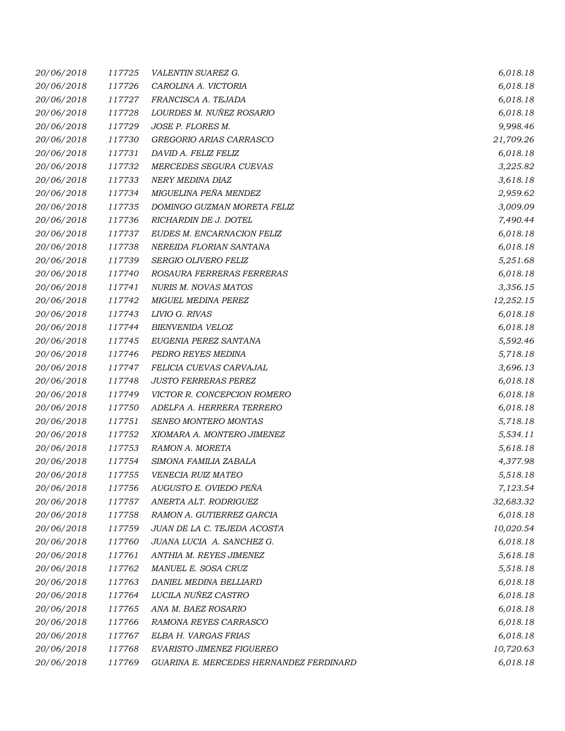| | | | |
|---|---|---|---|
| 20/06/2018 | 117725 | VALENTIN SUAREZ G. | 6,018.18 |
| 20/06/2018 | 117726 | CAROLINA A. VICTORIA | 6,018.18 |
| 20/06/2018 | 117727 | FRANCISCA A. TEJADA | 6,018.18 |
| 20/06/2018 | 117728 | LOURDES M. NUÑEZ ROSARIO | 6,018.18 |
| 20/06/2018 | 117729 | JOSE P. FLORES M. | 9,998.46 |
| 20/06/2018 | 117730 | GREGORIO ARIAS CARRASCO | 21,709.26 |
| 20/06/2018 | 117731 | DAVID A. FELIZ FELIZ | 6,018.18 |
| 20/06/2018 | 117732 | MERCEDES SEGURA CUEVAS | 3,225.82 |
| 20/06/2018 | 117733 | NERY MEDINA DIAZ | 3,618.18 |
| 20/06/2018 | 117734 | MIGUELINA PEÑA MENDEZ | 2,959.62 |
| 20/06/2018 | 117735 | DOMINGO GUZMAN MORETA FELIZ | 3,009.09 |
| 20/06/2018 | 117736 | RICHARDIN DE J. DOTEL | 7,490.44 |
| 20/06/2018 | 117737 | EUDES M. ENCARNACION FELIZ | 6,018.18 |
| 20/06/2018 | 117738 | NEREIDA FLORIAN SANTANA | 6,018.18 |
| 20/06/2018 | 117739 | SERGIO OLIVERO FELIZ | 5,251.68 |
| 20/06/2018 | 117740 | ROSAURA FERRERAS FERRERAS | 6,018.18 |
| 20/06/2018 | 117741 | NURIS M. NOVAS MATOS | 3,356.15 |
| 20/06/2018 | 117742 | MIGUEL MEDINA PEREZ | 12,252.15 |
| 20/06/2018 | 117743 | LIVIO G. RIVAS | 6,018.18 |
| 20/06/2018 | 117744 | BIENVENIDA VELOZ | 6,018.18 |
| 20/06/2018 | 117745 | EUGENIA PEREZ SANTANA | 5,592.46 |
| 20/06/2018 | 117746 | PEDRO REYES MEDINA | 5,718.18 |
| 20/06/2018 | 117747 | FELICIA CUEVAS CARVAJAL | 3,696.13 |
| 20/06/2018 | 117748 | JUSTO FERRERAS PEREZ | 6,018.18 |
| 20/06/2018 | 117749 | VICTOR R. CONCEPCION ROMERO | 6,018.18 |
| 20/06/2018 | 117750 | ADELFA A. HERRERA TERRERO | 6,018.18 |
| 20/06/2018 | 117751 | SENEO MONTERO MONTAS | 5,718.18 |
| 20/06/2018 | 117752 | XIOMARA A. MONTERO JIMENEZ | 5,534.11 |
| 20/06/2018 | 117753 | RAMON A. MORETA | 5,618.18 |
| 20/06/2018 | 117754 | SIMONA FAMILIA ZABALA | 4,377.98 |
| 20/06/2018 | 117755 | VENECIA RUIZ MATEO | 5,518.18 |
| 20/06/2018 | 117756 | AUGUSTO E. OVIEDO PEÑA | 7,123.54 |
| 20/06/2018 | 117757 | ANERTA ALT. RODRIGUEZ | 32,683.32 |
| 20/06/2018 | 117758 | RAMON A. GUTIERREZ GARCIA | 6,018.18 |
| 20/06/2018 | 117759 | JUAN DE LA C. TEJEDA ACOSTA | 10,020.54 |
| 20/06/2018 | 117760 | JUANA LUCIA A. SANCHEZ G. | 6,018.18 |
| 20/06/2018 | 117761 | ANTHIA M. REYES JIMENEZ | 5,618.18 |
| 20/06/2018 | 117762 | MANUEL E. SOSA CRUZ | 5,518.18 |
| 20/06/2018 | 117763 | DANIEL MEDINA BELLIARD | 6,018.18 |
| 20/06/2018 | 117764 | LUCILA NUÑEZ CASTRO | 6,018.18 |
| 20/06/2018 | 117765 | ANA M. BAEZ ROSARIO | 6,018.18 |
| 20/06/2018 | 117766 | RAMONA REYES CARRASCO | 6,018.18 |
| 20/06/2018 | 117767 | ELBA H. VARGAS FRIAS | 6,018.18 |
| 20/06/2018 | 117768 | EVARISTO JIMENEZ FIGUEREO | 10,720.63 |
| 20/06/2018 | 117769 | GUARINA E. MERCEDES HERNANDEZ FERDINARD | 6,018.18 |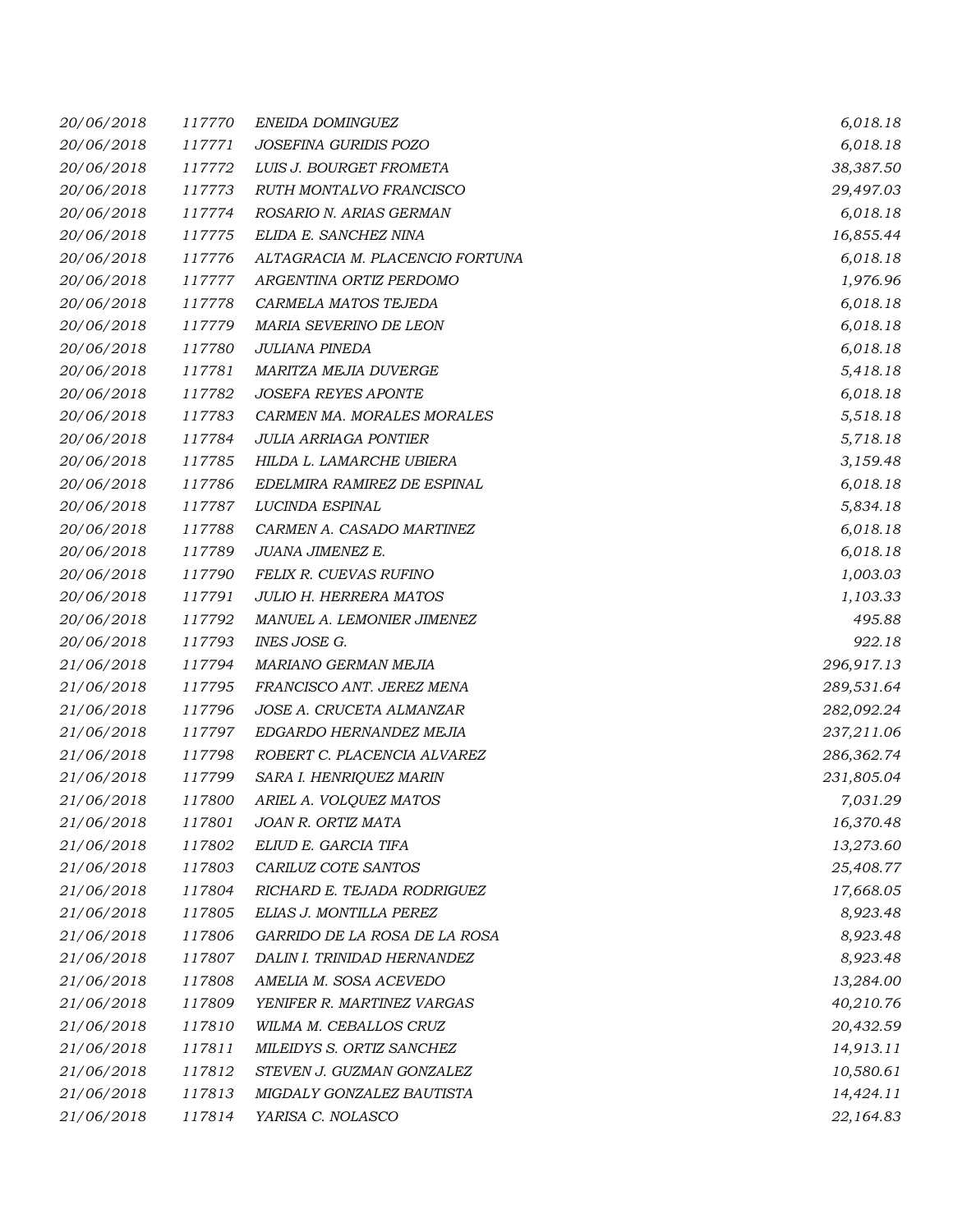| | | | |
|---|---|---|---|
| 20/06/2018 | 117770 | ENEIDA DOMINGUEZ | 6,018.18 |
| 20/06/2018 | 117771 | JOSEFINA GURIDIS POZO | 6,018.18 |
| 20/06/2018 | 117772 | LUIS J. BOURGET FROMETA | 38,387.50 |
| 20/06/2018 | 117773 | RUTH MONTALVO FRANCISCO | 29,497.03 |
| 20/06/2018 | 117774 | ROSARIO N. ARIAS GERMAN | 6,018.18 |
| 20/06/2018 | 117775 | ELIDA E. SANCHEZ NINA | 16,855.44 |
| 20/06/2018 | 117776 | ALTAGRACIA M. PLACENCIO FORTUNA | 6,018.18 |
| 20/06/2018 | 117777 | ARGENTINA ORTIZ PERDOMO | 1,976.96 |
| 20/06/2018 | 117778 | CARMELA MATOS TEJEDA | 6,018.18 |
| 20/06/2018 | 117779 | MARIA SEVERINO DE LEON | 6,018.18 |
| 20/06/2018 | 117780 | JULIANA PINEDA | 6,018.18 |
| 20/06/2018 | 117781 | MARITZA MEJIA DUVERGE | 5,418.18 |
| 20/06/2018 | 117782 | JOSEFA REYES APONTE | 6,018.18 |
| 20/06/2018 | 117783 | CARMEN MA. MORALES MORALES | 5,518.18 |
| 20/06/2018 | 117784 | JULIA ARRIAGA PONTIER | 5,718.18 |
| 20/06/2018 | 117785 | HILDA L. LAMARCHE UBIERA | 3,159.48 |
| 20/06/2018 | 117786 | EDELMIRA RAMIREZ DE ESPINAL | 6,018.18 |
| 20/06/2018 | 117787 | LUCINDA ESPINAL | 5,834.18 |
| 20/06/2018 | 117788 | CARMEN A. CASADO MARTINEZ | 6,018.18 |
| 20/06/2018 | 117789 | JUANA JIMENEZ E. | 6,018.18 |
| 20/06/2018 | 117790 | FELIX R. CUEVAS RUFINO | 1,003.03 |
| 20/06/2018 | 117791 | JULIO H. HERRERA MATOS | 1,103.33 |
| 20/06/2018 | 117792 | MANUEL A. LEMONIER JIMENEZ | 495.88 |
| 20/06/2018 | 117793 | INES JOSE G. | 922.18 |
| 21/06/2018 | 117794 | MARIANO GERMAN MEJIA | 296,917.13 |
| 21/06/2018 | 117795 | FRANCISCO ANT. JEREZ MENA | 289,531.64 |
| 21/06/2018 | 117796 | JOSE A. CRUCETA ALMANZAR | 282,092.24 |
| 21/06/2018 | 117797 | EDGARDO HERNANDEZ MEJIA | 237,211.06 |
| 21/06/2018 | 117798 | ROBERT C. PLACENCIA ALVAREZ | 286,362.74 |
| 21/06/2018 | 117799 | SARA I. HENRIQUEZ MARIN | 231,805.04 |
| 21/06/2018 | 117800 | ARIEL A. VOLQUEZ MATOS | 7,031.29 |
| 21/06/2018 | 117801 | JOAN R. ORTIZ MATA | 16,370.48 |
| 21/06/2018 | 117802 | ELIUD E. GARCIA TIFA | 13,273.60 |
| 21/06/2018 | 117803 | CARILUZ COTE SANTOS | 25,408.77 |
| 21/06/2018 | 117804 | RICHARD E. TEJADA RODRIGUEZ | 17,668.05 |
| 21/06/2018 | 117805 | ELIAS J. MONTILLA PEREZ | 8,923.48 |
| 21/06/2018 | 117806 | GARRIDO DE LA ROSA DE LA ROSA | 8,923.48 |
| 21/06/2018 | 117807 | DALIN I. TRINIDAD HERNANDEZ | 8,923.48 |
| 21/06/2018 | 117808 | AMELIA M. SOSA ACEVEDO | 13,284.00 |
| 21/06/2018 | 117809 | YENIFER R. MARTINEZ VARGAS | 40,210.76 |
| 21/06/2018 | 117810 | WILMA M. CEBALLOS CRUZ | 20,432.59 |
| 21/06/2018 | 117811 | MILEIDYS S. ORTIZ SANCHEZ | 14,913.11 |
| 21/06/2018 | 117812 | STEVEN J. GUZMAN GONZALEZ | 10,580.61 |
| 21/06/2018 | 117813 | MIGDALY GONZALEZ BAUTISTA | 14,424.11 |
| 21/06/2018 | 117814 | YARISA C. NOLASCO | 22,164.83 |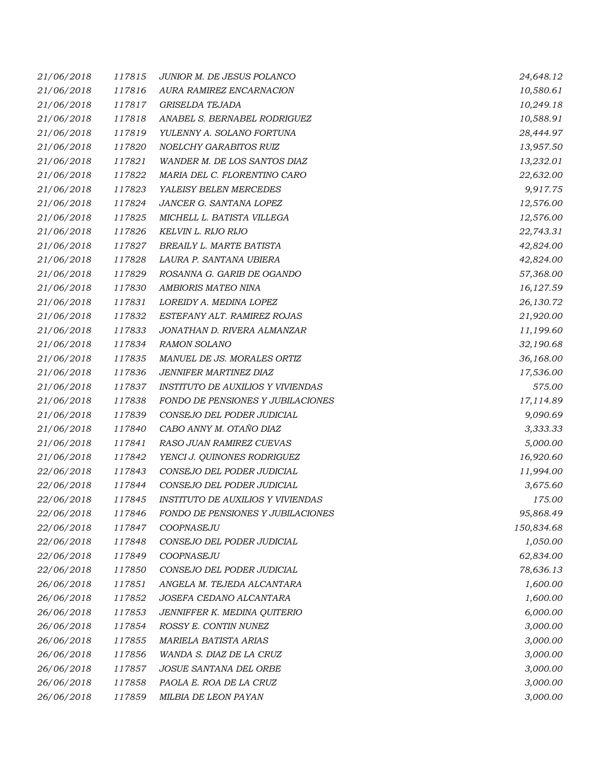| | | | |
|---|---|---|---|
| 21/06/2018 | 117815 | JUNIOR M. DE JESUS POLANCO | 24,648.12 |
| 21/06/2018 | 117816 | AURA RAMIREZ ENCARNACION | 10,580.61 |
| 21/06/2018 | 117817 | GRISELDA TEJADA | 10,249.18 |
| 21/06/2018 | 117818 | ANABEL S. BERNABEL RODRIGUEZ | 10,588.91 |
| 21/06/2018 | 117819 | YULENNY A. SOLANO FORTUNA | 28,444.97 |
| 21/06/2018 | 117820 | NOELCHY GARABITOS RUIZ | 13,957.50 |
| 21/06/2018 | 117821 | WANDER M. DE LOS SANTOS DIAZ | 13,232.01 |
| 21/06/2018 | 117822 | MARIA DEL C. FLORENTINO CARO | 22,632.00 |
| 21/06/2018 | 117823 | YALEISY BELEN MERCEDES | 9,917.75 |
| 21/06/2018 | 117824 | JANCER G. SANTANA LOPEZ | 12,576.00 |
| 21/06/2018 | 117825 | MICHELL L. BATISTA VILLEGA | 12,576.00 |
| 21/06/2018 | 117826 | KELVIN L. RIJO RIJO | 22,743.31 |
| 21/06/2018 | 117827 | BREAILY L. MARTE BATISTA | 42,824.00 |
| 21/06/2018 | 117828 | LAURA P. SANTANA UBIERA | 42,824.00 |
| 21/06/2018 | 117829 | ROSANNA G. GARIB DE OGANDO | 57,368.00 |
| 21/06/2018 | 117830 | AMBIORIS MATEO NINA | 16,127.59 |
| 21/06/2018 | 117831 | LOREIDY A. MEDINA LOPEZ | 26,130.72 |
| 21/06/2018 | 117832 | ESTEFANY ALT. RAMIREZ ROJAS | 21,920.00 |
| 21/06/2018 | 117833 | JONATHAN D. RIVERA ALMANZAR | 11,199.60 |
| 21/06/2018 | 117834 | RAMON SOLANO | 32,190.68 |
| 21/06/2018 | 117835 | MANUEL DE JS. MORALES ORTIZ | 36,168.00 |
| 21/06/2018 | 117836 | JENNIFER MARTINEZ DIAZ | 17,536.00 |
| 21/06/2018 | 117837 | INSTITUTO DE AUXILIOS Y VIVIENDAS | 575.00 |
| 21/06/2018 | 117838 | FONDO DE PENSIONES Y JUBILACIONES | 17,114.89 |
| 21/06/2018 | 117839 | CONSEJO DEL PODER JUDICIAL | 9,090.69 |
| 21/06/2018 | 117840 | CABO ANNY M. OTAÑO DIAZ | 3,333.33 |
| 21/06/2018 | 117841 | RASO JUAN RAMIREZ CUEVAS | 5,000.00 |
| 21/06/2018 | 117842 | YENCI J. QUINONES RODRIGUEZ | 16,920.60 |
| 22/06/2018 | 117843 | CONSEJO DEL PODER JUDICIAL | 11,994.00 |
| 22/06/2018 | 117844 | CONSEJO DEL PODER JUDICIAL | 3,675.60 |
| 22/06/2018 | 117845 | INSTITUTO DE AUXILIOS Y VIVIENDAS | 175.00 |
| 22/06/2018 | 117846 | FONDO DE PENSIONES Y JUBILACIONES | 95,868.49 |
| 22/06/2018 | 117847 | COOPNASEJU | 150,834.68 |
| 22/06/2018 | 117848 | CONSEJO DEL PODER JUDICIAL | 1,050.00 |
| 22/06/2018 | 117849 | COOPNASEJU | 62,834.00 |
| 22/06/2018 | 117850 | CONSEJO DEL PODER JUDICIAL | 78,636.13 |
| 26/06/2018 | 117851 | ANGELA M. TEJEDA ALCANTARA | 1,600.00 |
| 26/06/2018 | 117852 | JOSEFA CEDANO ALCANTARA | 1,600.00 |
| 26/06/2018 | 117853 | JENNIFFER K. MEDINA QUITERIO | 6,000.00 |
| 26/06/2018 | 117854 | ROSSY E. CONTIN NUNEZ | 3,000.00 |
| 26/06/2018 | 117855 | MARIELA BATISTA ARIAS | 3,000.00 |
| 26/06/2018 | 117856 | WANDA S. DIAZ DE LA CRUZ | 3,000.00 |
| 26/06/2018 | 117857 | JOSUE SANTANA DEL ORBE | 3,000.00 |
| 26/06/2018 | 117858 | PAOLA E. ROA DE LA CRUZ | 3,000.00 |
| 26/06/2018 | 117859 | MILBIA DE LEON PAYAN | 3,000.00 |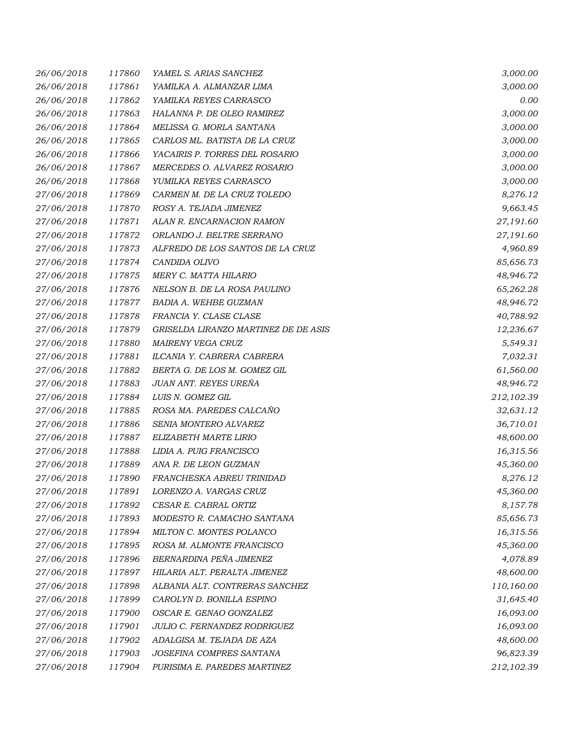| | | | |
|---|---|---|---|
| *26/06/2018* | *117860* | *YAMEL S. ARIAS SANCHEZ* | *3,000.00* |
| *26/06/2018* | *117861* | *YAMILKA A. ALMANZAR LIMA* | *3,000.00* |
| *26/06/2018* | *117862* | *YAMILKA REYES CARRASCO* | *0.00* |
| *26/06/2018* | *117863* | *HALANNA P. DE OLEO RAMIREZ* | *3,000.00* |
| *26/06/2018* | *117864* | *MELISSA G. MORLA SANTANA* | *3,000.00* |
| *26/06/2018* | *117865* | *CARLOS ML. BATISTA DE LA CRUZ* | *3,000.00* |
| *26/06/2018* | *117866* | *YACAIRIS P. TORRES DEL ROSARIO* | *3,000.00* |
| *26/06/2018* | *117867* | *MERCEDES O. ALVAREZ ROSARIO* | *3,000.00* |
| *26/06/2018* | *117868* | *YUMILKA REYES CARRASCO* | *3,000.00* |
| *27/06/2018* | *117869* | *CARMEN M. DE LA CRUZ TOLEDO* | *8,276.12* |
| *27/06/2018* | *117870* | *ROSY A. TEJADA JIMENEZ* | *9,663.45* |
| *27/06/2018* | *117871* | *ALAN R. ENCARNACION RAMON* | *27,191.60* |
| *27/06/2018* | *117872* | *ORLANDO J. BELTRE SERRANO* | *27,191.60* |
| *27/06/2018* | *117873* | *ALFREDO DE LOS SANTOS DE LA CRUZ* | *4,960.89* |
| *27/06/2018* | *117874* | *CANDIDA OLIVO* | *85,656.73* |
| *27/06/2018* | *117875* | *MERY C. MATTA HILARIO* | *48,946.72* |
| *27/06/2018* | *117876* | *NELSON B. DE LA ROSA PAULINO* | *65,262.28* |
| *27/06/2018* | *117877* | *BADIA A. WEHBE GUZMAN* | *48,946.72* |
| *27/06/2018* | *117878* | *FRANCIA Y. CLASE CLASE* | *40,788.92* |
| *27/06/2018* | *117879* | *GRISELDA LIRANZO MARTINEZ DE DE ASIS* | *12,236.67* |
| *27/06/2018* | *117880* | *MAIRENY VEGA CRUZ* | *5,549.31* |
| *27/06/2018* | *117881* | *ILCANIA Y. CABRERA CABRERA* | *7,032.31* |
| *27/06/2018* | *117882* | *BERTA G. DE LOS M. GOMEZ GIL* | *61,560.00* |
| *27/06/2018* | *117883* | *JUAN ANT. REYES UREÑA* | *48,946.72* |
| *27/06/2018* | *117884* | *LUIS N. GOMEZ GIL* | *212,102.39* |
| *27/06/2018* | *117885* | *ROSA MA. PAREDES CALCAÑO* | *32,631.12* |
| *27/06/2018* | *117886* | *SENIA MONTERO ALVAREZ* | *36,710.01* |
| *27/06/2018* | *117887* | *ELIZABETH MARTE LIRIO* | *48,600.00* |
| *27/06/2018* | *117888* | *LIDIA A. PUIG FRANCISCO* | *16,315.56* |
| *27/06/2018* | *117889* | *ANA R. DE LEON GUZMAN* | *45,360.00* |
| *27/06/2018* | *117890* | *FRANCHESKA ABREU TRINIDAD* | *8,276.12* |
| *27/06/2018* | *117891* | *LORENZO A. VARGAS CRUZ* | *45,360.00* |
| *27/06/2018* | *117892* | *CESAR E. CABRAL ORTIZ* | *8,157.78* |
| *27/06/2018* | *117893* | *MODESTO R. CAMACHO SANTANA* | *85,656.73* |
| *27/06/2018* | *117894* | *MILTON C. MONTES POLANCO* | *16,315.56* |
| *27/06/2018* | *117895* | *ROSA M. ALMONTE FRANCISCO* | *45,360.00* |
| *27/06/2018* | *117896* | *BERNARDINA PEÑA JIMENEZ* | *4,078.89* |
| *27/06/2018* | *117897* | *HILARIA ALT. PERALTA JIMENEZ* | *48,600.00* |
| *27/06/2018* | *117898* | *ALBANIA ALT. CONTRERAS SANCHEZ* | *110,160.00* |
| *27/06/2018* | *117899* | *CAROLYN D. BONILLA ESPINO* | *31,645.40* |
| *27/06/2018* | *117900* | *OSCAR E. GENAO GONZALEZ* | *16,093.00* |
| *27/06/2018* | *117901* | *JULIO C. FERNANDEZ RODRIGUEZ* | *16,093.00* |
| *27/06/2018* | *117902* | *ADALGISA M. TEJADA DE AZA* | *48,600.00* |
| *27/06/2018* | *117903* | *JOSEFINA COMPRES SANTANA* | *96,823.39* |
| *27/06/2018* | *117904* | *PURISIMA E. PAREDES MARTINEZ* | *212,102.39* |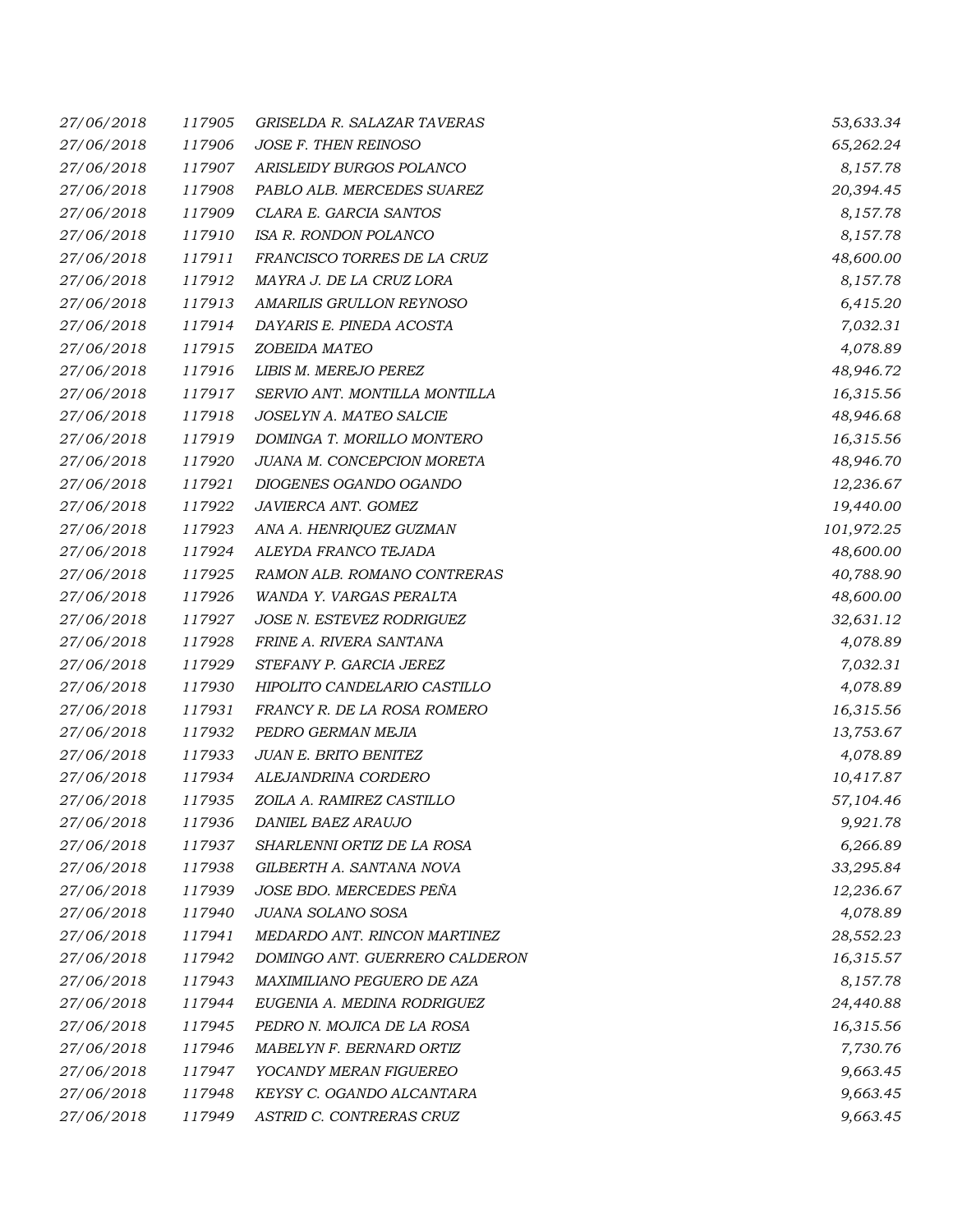| | | | |
|---|---|---|---|
| 27/06/2018 | 117905 | GRISELDA R. SALAZAR TAVERAS | 53,633.34 |
| 27/06/2018 | 117906 | JOSE F. THEN REINOSO | 65,262.24 |
| 27/06/2018 | 117907 | ARISLEIDY BURGOS POLANCO | 8,157.78 |
| 27/06/2018 | 117908 | PABLO ALB. MERCEDES SUAREZ | 20,394.45 |
| 27/06/2018 | 117909 | CLARA E. GARCIA SANTOS | 8,157.78 |
| 27/06/2018 | 117910 | ISA R. RONDON POLANCO | 8,157.78 |
| 27/06/2018 | 117911 | FRANCISCO TORRES DE LA CRUZ | 48,600.00 |
| 27/06/2018 | 117912 | MAYRA J. DE LA CRUZ LORA | 8,157.78 |
| 27/06/2018 | 117913 | AMARILIS GRULLON REYNOSO | 6,415.20 |
| 27/06/2018 | 117914 | DAYARIS E. PINEDA ACOSTA | 7,032.31 |
| 27/06/2018 | 117915 | ZOBEIDA MATEO | 4,078.89 |
| 27/06/2018 | 117916 | LIBIS M. MEREJO PEREZ | 48,946.72 |
| 27/06/2018 | 117917 | SERVIO ANT. MONTILLA MONTILLA | 16,315.56 |
| 27/06/2018 | 117918 | JOSELYN A. MATEO SALCIE | 48,946.68 |
| 27/06/2018 | 117919 | DOMINGA T. MORILLO MONTERO | 16,315.56 |
| 27/06/2018 | 117920 | JUANA M. CONCEPCION MORETA | 48,946.70 |
| 27/06/2018 | 117921 | DIOGENES OGANDO OGANDO | 12,236.67 |
| 27/06/2018 | 117922 | JAVIERCA ANT. GOMEZ | 19,440.00 |
| 27/06/2018 | 117923 | ANA A. HENRIQUEZ GUZMAN | 101,972.25 |
| 27/06/2018 | 117924 | ALEYDA FRANCO TEJADA | 48,600.00 |
| 27/06/2018 | 117925 | RAMON ALB. ROMANO CONTRERAS | 40,788.90 |
| 27/06/2018 | 117926 | WANDA Y. VARGAS PERALTA | 48,600.00 |
| 27/06/2018 | 117927 | JOSE N. ESTEVEZ RODRIGUEZ | 32,631.12 |
| 27/06/2018 | 117928 | FRINE A. RIVERA SANTANA | 4,078.89 |
| 27/06/2018 | 117929 | STEFANY P. GARCIA JEREZ | 7,032.31 |
| 27/06/2018 | 117930 | HIPOLITO CANDELARIO CASTILLO | 4,078.89 |
| 27/06/2018 | 117931 | FRANCY R. DE LA ROSA ROMERO | 16,315.56 |
| 27/06/2018 | 117932 | PEDRO GERMAN MEJIA | 13,753.67 |
| 27/06/2018 | 117933 | JUAN E. BRITO BENITEZ | 4,078.89 |
| 27/06/2018 | 117934 | ALEJANDRINA CORDERO | 10,417.87 |
| 27/06/2018 | 117935 | ZOILA A. RAMIREZ CASTILLO | 57,104.46 |
| 27/06/2018 | 117936 | DANIEL BAEZ ARAUJO | 9,921.78 |
| 27/06/2018 | 117937 | SHARLENNI ORTIZ DE LA ROSA | 6,266.89 |
| 27/06/2018 | 117938 | GILBERTH A. SANTANA NOVA | 33,295.84 |
| 27/06/2018 | 117939 | JOSE BDO. MERCEDES PEÑA | 12,236.67 |
| 27/06/2018 | 117940 | JUANA SOLANO SOSA | 4,078.89 |
| 27/06/2018 | 117941 | MEDARDO ANT. RINCON MARTINEZ | 28,552.23 |
| 27/06/2018 | 117942 | DOMINGO ANT. GUERRERO CALDERON | 16,315.57 |
| 27/06/2018 | 117943 | MAXIMILIANO PEGUERO DE AZA | 8,157.78 |
| 27/06/2018 | 117944 | EUGENIA A. MEDINA RODRIGUEZ | 24,440.88 |
| 27/06/2018 | 117945 | PEDRO N. MOJICA DE LA ROSA | 16,315.56 |
| 27/06/2018 | 117946 | MABELYN F. BERNARD ORTIZ | 7,730.76 |
| 27/06/2018 | 117947 | YOCANDY MERAN FIGUEREO | 9,663.45 |
| 27/06/2018 | 117948 | KEYSY C. OGANDO ALCANTARA | 9,663.45 |
| 27/06/2018 | 117949 | ASTRID C. CONTRERAS CRUZ | 9,663.45 |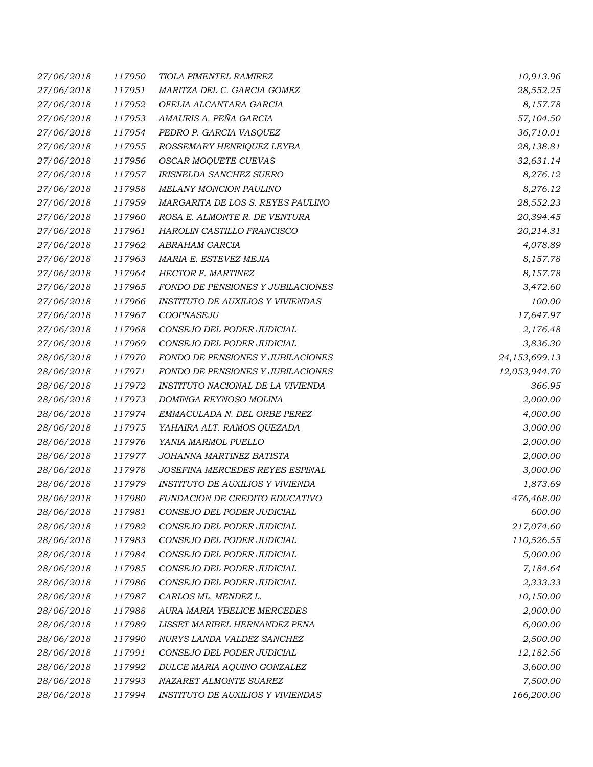| | | | |
|---|---|---|---|
| 27/06/2018 | 117950 | TIOLA PIMENTEL RAMIREZ | 10,913.96 |
| 27/06/2018 | 117951 | MARITZA DEL C. GARCIA GOMEZ | 28,552.25 |
| 27/06/2018 | 117952 | OFELIA ALCANTARA GARCIA | 8,157.78 |
| 27/06/2018 | 117953 | AMAURIS A. PEÑA GARCIA | 57,104.50 |
| 27/06/2018 | 117954 | PEDRO P. GARCIA VASQUEZ | 36,710.01 |
| 27/06/2018 | 117955 | ROSSEMARY HENRIQUEZ LEYBA | 28,138.81 |
| 27/06/2018 | 117956 | OSCAR MOQUETE CUEVAS | 32,631.14 |
| 27/06/2018 | 117957 | IRISNELDA SANCHEZ SUERO | 8,276.12 |
| 27/06/2018 | 117958 | MELANY MONCION PAULINO | 8,276.12 |
| 27/06/2018 | 117959 | MARGARITA DE LOS S. REYES PAULINO | 28,552.23 |
| 27/06/2018 | 117960 | ROSA E. ALMONTE R. DE VENTURA | 20,394.45 |
| 27/06/2018 | 117961 | HAROLIN CASTILLO FRANCISCO | 20,214.31 |
| 27/06/2018 | 117962 | ABRAHAM GARCIA | 4,078.89 |
| 27/06/2018 | 117963 | MARIA E. ESTEVEZ MEJIA | 8,157.78 |
| 27/06/2018 | 117964 | HECTOR F. MARTINEZ | 8,157.78 |
| 27/06/2018 | 117965 | FONDO DE PENSIONES Y JUBILACIONES | 3,472.60 |
| 27/06/2018 | 117966 | INSTITUTO DE AUXILIOS Y VIVIENDAS | 100.00 |
| 27/06/2018 | 117967 | COOPNASEJU | 17,647.97 |
| 27/06/2018 | 117968 | CONSEJO DEL PODER JUDICIAL | 2,176.48 |
| 27/06/2018 | 117969 | CONSEJO DEL PODER JUDICIAL | 3,836.30 |
| 28/06/2018 | 117970 | FONDO DE PENSIONES Y JUBILACIONES | 24,153,699.13 |
| 28/06/2018 | 117971 | FONDO DE PENSIONES Y JUBILACIONES | 12,053,944.70 |
| 28/06/2018 | 117972 | INSTITUTO NACIONAL DE LA VIVIENDA | 366.95 |
| 28/06/2018 | 117973 | DOMINGA REYNOSO MOLINA | 2,000.00 |
| 28/06/2018 | 117974 | EMMACULADA N. DEL ORBE PEREZ | 4,000.00 |
| 28/06/2018 | 117975 | YAHAIRA ALT. RAMOS QUEZADA | 3,000.00 |
| 28/06/2018 | 117976 | YANIA MARMOL PUELLO | 2,000.00 |
| 28/06/2018 | 117977 | JOHANNA MARTINEZ BATISTA | 2,000.00 |
| 28/06/2018 | 117978 | JOSEFINA MERCEDES REYES ESPINAL | 3,000.00 |
| 28/06/2018 | 117979 | INSTITUTO DE AUXILIOS Y VIVIENDA | 1,873.69 |
| 28/06/2018 | 117980 | FUNDACION DE CREDITO EDUCATIVO | 476,468.00 |
| 28/06/2018 | 117981 | CONSEJO DEL PODER JUDICIAL | 600.00 |
| 28/06/2018 | 117982 | CONSEJO DEL PODER JUDICIAL | 217,074.60 |
| 28/06/2018 | 117983 | CONSEJO DEL PODER JUDICIAL | 110,526.55 |
| 28/06/2018 | 117984 | CONSEJO DEL PODER JUDICIAL | 5,000.00 |
| 28/06/2018 | 117985 | CONSEJO DEL PODER JUDICIAL | 7,184.64 |
| 28/06/2018 | 117986 | CONSEJO DEL PODER JUDICIAL | 2,333.33 |
| 28/06/2018 | 117987 | CARLOS ML. MENDEZ L. | 10,150.00 |
| 28/06/2018 | 117988 | AURA MARIA YBELICE MERCEDES | 2,000.00 |
| 28/06/2018 | 117989 | LISSET MARIBEL HERNANDEZ PENA | 6,000.00 |
| 28/06/2018 | 117990 | NURYS LANDA VALDEZ SANCHEZ | 2,500.00 |
| 28/06/2018 | 117991 | CONSEJO DEL PODER JUDICIAL | 12,182.56 |
| 28/06/2018 | 117992 | DULCE MARIA AQUINO GONZALEZ | 3,600.00 |
| 28/06/2018 | 117993 | NAZARET ALMONTE SUAREZ | 7,500.00 |
| 28/06/2018 | 117994 | INSTITUTO DE AUXILIOS Y VIVIENDAS | 166,200.00 |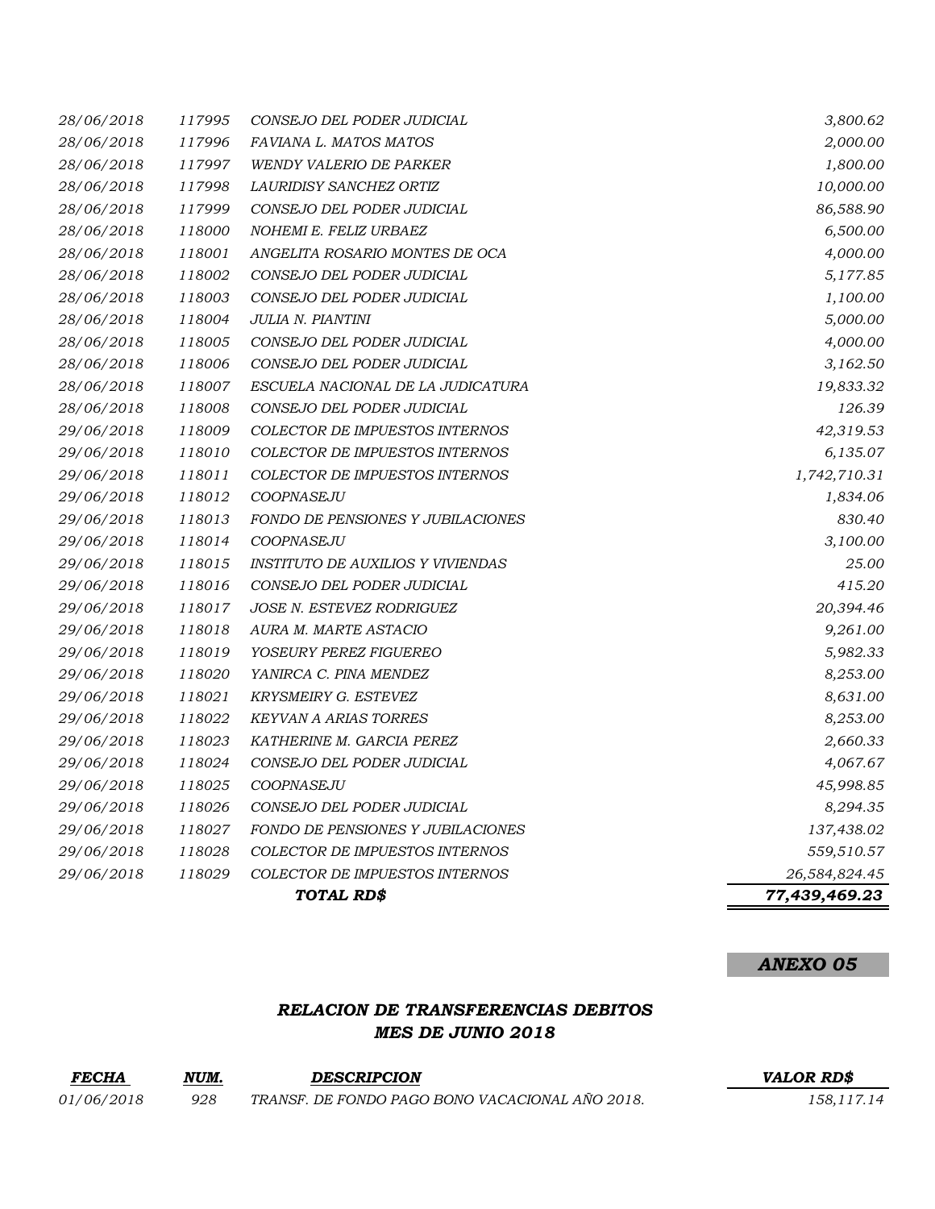| | | | |
|---|---|---|---|
| *28/06/2018* | *117995* | *CONSEJO DEL PODER JUDICIAL* | *3,800.62* |
| *28/06/2018* | *117996* | *FAVIANA L. MATOS MATOS* | *2,000.00* |
| *28/06/2018* | *117997* | *WENDY VALERIO DE PARKER* | *1,800.00* |
| *28/06/2018* | *117998* | *LAURIDISY SANCHEZ ORTIZ* | *10,000.00* |
| *28/06/2018* | *117999* | *CONSEJO DEL PODER JUDICIAL* | *86,588.90* |
| *28/06/2018* | *118000* | *NOHEMI E. FELIZ URBAEZ* | *6,500.00* |
| *28/06/2018* | *118001* | *ANGELITA ROSARIO MONTES DE OCA* | *4,000.00* |
| *28/06/2018* | *118002* | *CONSEJO DEL PODER JUDICIAL* | *5,177.85* |
| *28/06/2018* | *118003* | *CONSEJO DEL PODER JUDICIAL* | *1,100.00* |
| *28/06/2018* | *118004* | *JULIA N. PIANTINI* | *5,000.00* |
| *28/06/2018* | *118005* | *CONSEJO DEL PODER JUDICIAL* | *4,000.00* |
| *28/06/2018* | *118006* | *CONSEJO DEL PODER JUDICIAL* | *3,162.50* |
| *28/06/2018* | *118007* | *ESCUELA NACIONAL DE LA JUDICATURA* | *19,833.32* |
| *28/06/2018* | *118008* | *CONSEJO DEL PODER JUDICIAL* | *126.39* |
| *29/06/2018* | *118009* | *COLECTOR DE IMPUESTOS INTERNOS* | *42,319.53* |
| *29/06/2018* | *118010* | *COLECTOR DE IMPUESTOS INTERNOS* | *6,135.07* |
| *29/06/2018* | *118011* | *COLECTOR DE IMPUESTOS INTERNOS* | *1,742,710.31* |
| *29/06/2018* | *118012* | *COOPNASEJU* | *1,834.06* |
| *29/06/2018* | *118013* | *FONDO DE PENSIONES Y JUBILACIONES* | *830.40* |
| *29/06/2018* | *118014* | *COOPNASEJU* | *3,100.00* |
| *29/06/2018* | *118015* | *INSTITUTO DE AUXILIOS Y VIVIENDAS* | *25.00* |
| *29/06/2018* | *118016* | *CONSEJO DEL PODER JUDICIAL* | *415.20* |
| *29/06/2018* | *118017* | *JOSE N. ESTEVEZ RODRIGUEZ* | *20,394.46* |
| *29/06/2018* | *118018* | *AURA M. MARTE ASTACIO* | *9,261.00* |
| *29/06/2018* | *118019* | *YOSEURY PEREZ FIGUEREO* | *5,982.33* |
| *29/06/2018* | *118020* | *YANIRCA C. PINA MENDEZ* | *8,253.00* |
| *29/06/2018* | *118021* | *KRYSMEIRY G. ESTEVEZ* | *8,631.00* |
| *29/06/2018* | *118022* | *KEYVAN A ARIAS TORRES* | *8,253.00* |
| *29/06/2018* | *118023* | *KATHERINE M. GARCIA PEREZ* | *2,660.33* |
| *29/06/2018* | *118024* | *CONSEJO DEL PODER JUDICIAL* | *4,067.67* |
| *29/06/2018* | *118025* | *COOPNASEJU* | *45,998.85* |
| *29/06/2018* | *118026* | *CONSEJO DEL PODER JUDICIAL* | *8,294.35* |
| *29/06/2018* | *118027* | *FONDO DE PENSIONES Y JUBILACIONES* | *137,438.02* |
| *29/06/2018* | *118028* | *COLECTOR DE IMPUESTOS INTERNOS* | *559,510.57* |
| *29/06/2018* | *118029* | *COLECTOR DE IMPUESTOS INTERNOS* | *26,584,824.45* |
| | | ***TOTAL RD$*** | ***77,439,469.23*** |

***ANEXO 05***

## *RELACION DE TRANSFERENCIAS DEBITOS*
## *MES DE JUNIO 2018*

| ***FECHA*** | ***NUM.*** | ***DESCRIPCION*** | ***VALOR RD$*** |
|---|---|---|---|
| *01/06/2018* | *928* | *TRANSF. DE FONDO PAGO BONO VACACIONAL AÑO 2018.* | *158,117.14* |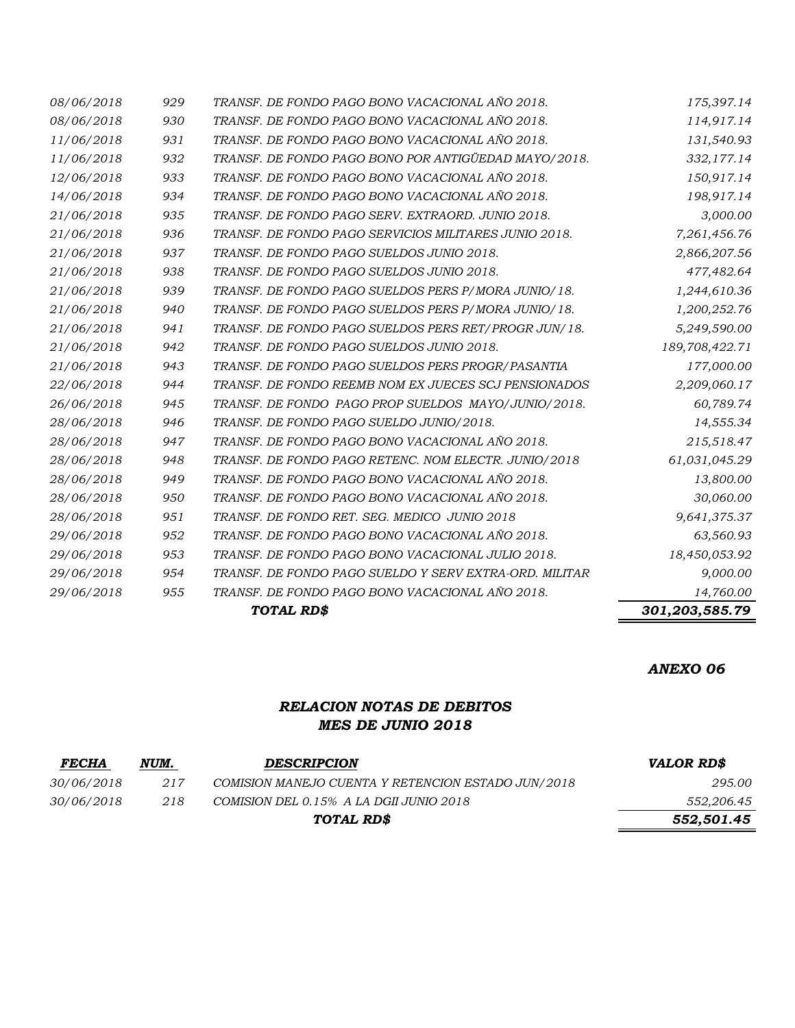| | | | |
|---|---|---|---|
| *08/06/2018* | *929* | *TRANSF. DE FONDO PAGO BONO VACACIONAL AÑO 2018.* | *175,397.14* |
| *08/06/2018* | *930* | *TRANSF. DE FONDO PAGO BONO VACACIONAL AÑO 2018.* | *114,917.14* |
| *11/06/2018* | *931* | *TRANSF. DE FONDO PAGO BONO VACACIONAL AÑO 2018.* | *131,540.93* |
| *11/06/2018* | *932* | *TRANSF. DE FONDO PAGO BONO POR ANTIGÜEDAD MAYO/2018.* | *332,177.14* |
| *12/06/2018* | *933* | *TRANSF. DE FONDO PAGO BONO VACACIONAL AÑO 2018.* | *150,917.14* |
| *14/06/2018* | *934* | *TRANSF. DE FONDO PAGO BONO VACACIONAL AÑO 2018.* | *198,917.14* |
| *21/06/2018* | *935* | *TRANSF. DE FONDO PAGO SERV. EXTRAORD. JUNIO 2018.* | *3,000.00* |
| *21/06/2018* | *936* | *TRANSF. DE FONDO PAGO SERVICIOS MILITARES JUNIO 2018.* | *7,261,456.76* |
| *21/06/2018* | *937* | *TRANSF. DE FONDO PAGO SUELDOS JUNIO 2018.* | *2,866,207.56* |
| *21/06/2018* | *938* | *TRANSF. DE FONDO PAGO SUELDOS JUNIO 2018.* | *477,482.64* |
| *21/06/2018* | *939* | *TRANSF. DE FONDO PAGO SUELDOS PERS P/MORA JUNIO/18.* | *1,244,610.36* |
| *21/06/2018* | *940* | *TRANSF. DE FONDO PAGO SUELDOS PERS P/MORA JUNIO/18.* | *1,200,252.76* |
| *21/06/2018* | *941* | *TRANSF. DE FONDO PAGO SUELDOS PERS RET/PROGR JUN/18.* | *5,249,590.00* |
| *21/06/2018* | *942* | *TRANSF. DE FONDO PAGO SUELDOS JUNIO 2018.* | *189,708,422.71* |
| *21/06/2018* | *943* | *TRANSF. DE FONDO PAGO SUELDOS PERS PROGR/PASANTIA* | *177,000.00* |
| *22/06/2018* | *944* | *TRANSF. DE FONDO REEMB NOM EX JUECES SCJ PENSIONADOS* | *2,209,060.17* |
| *26/06/2018* | *945* | *TRANSF. DE FONDO PAGO PROP SUELDOS MAYO/JUNIO/2018.* | *60,789.74* |
| *28/06/2018* | *946* | *TRANSF. DE FONDO PAGO SUELDO JUNIO/2018.* | *14,555.34* |
| *28/06/2018* | *947* | *TRANSF. DE FONDO PAGO BONO VACACIONAL AÑO 2018.* | *215,518.47* |
| *28/06/2018* | *948* | *TRANSF. DE FONDO PAGO RETENC. NOM ELECTR. JUNIO/2018* | *61,031,045.29* |
| *28/06/2018* | *949* | *TRANSF. DE FONDO PAGO BONO VACACIONAL AÑO 2018.* | *13,800.00* |
| *28/06/2018* | *950* | *TRANSF. DE FONDO PAGO BONO VACACIONAL AÑO 2018.* | *30,060.00* |
| *28/06/2018* | *951* | *TRANSF. DE FONDO RET. SEG. MEDICO JUNIO 2018* | *9,641,375.37* |
| *29/06/2018* | *952* | *TRANSF. DE FONDO PAGO BONO VACACIONAL AÑO 2018.* | *63,560.93* |
| *29/06/2018* | *953* | *TRANSF. DE FONDO PAGO BONO VACACIONAL JULIO 2018.* | *18,450,053.92* |
| *29/06/2018* | *954* | *TRANSF. DE FONDO PAGO SUELDO Y SERV EXTRA-ORD. MILITAR* | *9,000.00* |
| *29/06/2018* | *955* | *TRANSF. DE FONDO PAGO BONO VACACIONAL AÑO 2018.* | *14,760.00* |
| | | ***TOTAL RD$*** | ***301,203,585.79*** |

***ANEXO 06***

### *RELACION NOTAS DE DEBITOS*
### *MES DE JUNIO 2018*

| ***FECHA*** | ***NUM.*** | ***DESCRIPCION*** | ***VALOR RD$*** |
|---|---|---|---|
| *30/06/2018* | *217* | *COMISION MANEJO CUENTA Y RETENCION ESTADO JUN/2018* | *295.00* |
| *30/06/2018* | *218* | *COMISION DEL 0.15% A LA DGII JUNIO 2018* | *552,206.45* |
| | | ***TOTAL RD$*** | ***552,501.45*** |